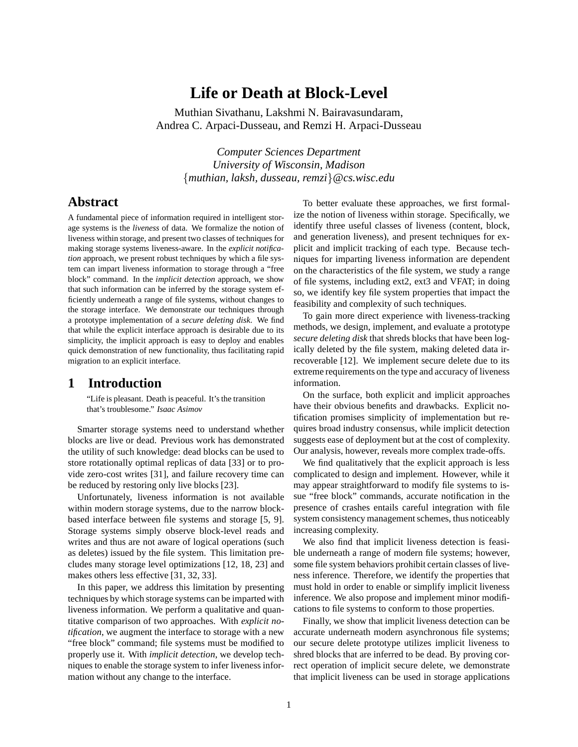# Life or Death at Block-Level

Muthian Sivathanu, Lakshmi N. Bairavasundaram,
Andrea C. Arpaci-Dusseau, and Remzi H. Arpaci-Dusseau

*Computer Sciences Department*
*University of Wisconsin, Madison*
{*muthian, laksh, dusseau, remzi*}*@cs.wisc.edu*

## Abstract

A fundamental piece of information required in intelligent storage systems is the *liveness* of data. We formalize the notion of liveness within storage, and present two classes of techniques for making storage systems liveness-aware. In the *explicit notification* approach, we present robust techniques by which a file system can impart liveness information to storage through a "free block" command. In the *implicit detection* approach, we show that such information can be inferred by the storage system efficiently underneath a range of file systems, without changes to the storage interface. We demonstrate our techniques through a prototype implementation of a *secure deleting disk*. We find that while the explicit interface approach is desirable due to its simplicity, the implicit approach is easy to deploy and enables quick demonstration of new functionality, thus facilitating rapid migration to an explicit interface.

## 1 Introduction

> "Life is pleasant. Death is peaceful. It's the transition that's troublesome." *Isaac Asimov*

Smarter storage systems need to understand whether blocks are live or dead. Previous work has demonstrated the utility of such knowledge: dead blocks can be used to store rotationally optimal replicas of data [33] or to provide zero-cost writes [31], and failure recovery time can be reduced by restoring only live blocks [23].

Unfortunately, liveness information is not available within modern storage systems, due to the narrow block-based interface between file systems and storage [5, 9]. Storage systems simply observe block-level reads and writes and thus are not aware of logical operations (such as deletes) issued by the file system. This limitation precludes many storage level optimizations [12, 18, 23] and makes others less effective [31, 32, 33].

In this paper, we address this limitation by presenting techniques by which storage systems can be imparted with liveness information. We perform a qualitative and quantitative comparison of two approaches. With *explicit notification*, we augment the interface to storage with a new "free block" command; file systems must be modified to properly use it. With *implicit detection*, we develop techniques to enable the storage system to infer liveness information without any change to the interface.

To better evaluate these approaches, we first formalize the notion of liveness within storage. Specifically, we identify three useful classes of liveness (content, block, and generation liveness), and present techniques for explicit and implicit tracking of each type. Because techniques for imparting liveness information are dependent on the characteristics of the file system, we study a range of file systems, including ext2, ext3 and VFAT; in doing so, we identify key file system properties that impact the feasibility and complexity of such techniques.

To gain more direct experience with liveness-tracking methods, we design, implement, and evaluate a prototype *secure deleting disk* that shreds blocks that have been logically deleted by the file system, making deleted data irrecoverable [12]. We implement secure delete due to its extreme requirements on the type and accuracy of liveness information.

On the surface, both explicit and implicit approaches have their obvious benefits and drawbacks. Explicit notification promises simplicity of implementation but requires broad industry consensus, while implicit detection suggests ease of deployment but at the cost of complexity. Our analysis, however, reveals more complex trade-offs.

We find qualitatively that the explicit approach is less complicated to design and implement. However, while it may appear straightforward to modify file systems to issue "free block" commands, accurate notification in the presence of crashes entails careful integration with file system consistency management schemes, thus noticeably increasing complexity.

We also find that implicit liveness detection is feasible underneath a range of modern file systems; however, some file system behaviors prohibit certain classes of liveness inference. Therefore, we identify the properties that must hold in order to enable or simplify implicit liveness inference. We also propose and implement minor modifications to file systems to conform to those properties.

Finally, we show that implicit liveness detection can be accurate underneath modern asynchronous file systems; our secure delete prototype utilizes implicit liveness to shred blocks that are inferred to be dead. By proving correct operation of implicit secure delete, we demonstrate that implicit liveness can be used in storage applications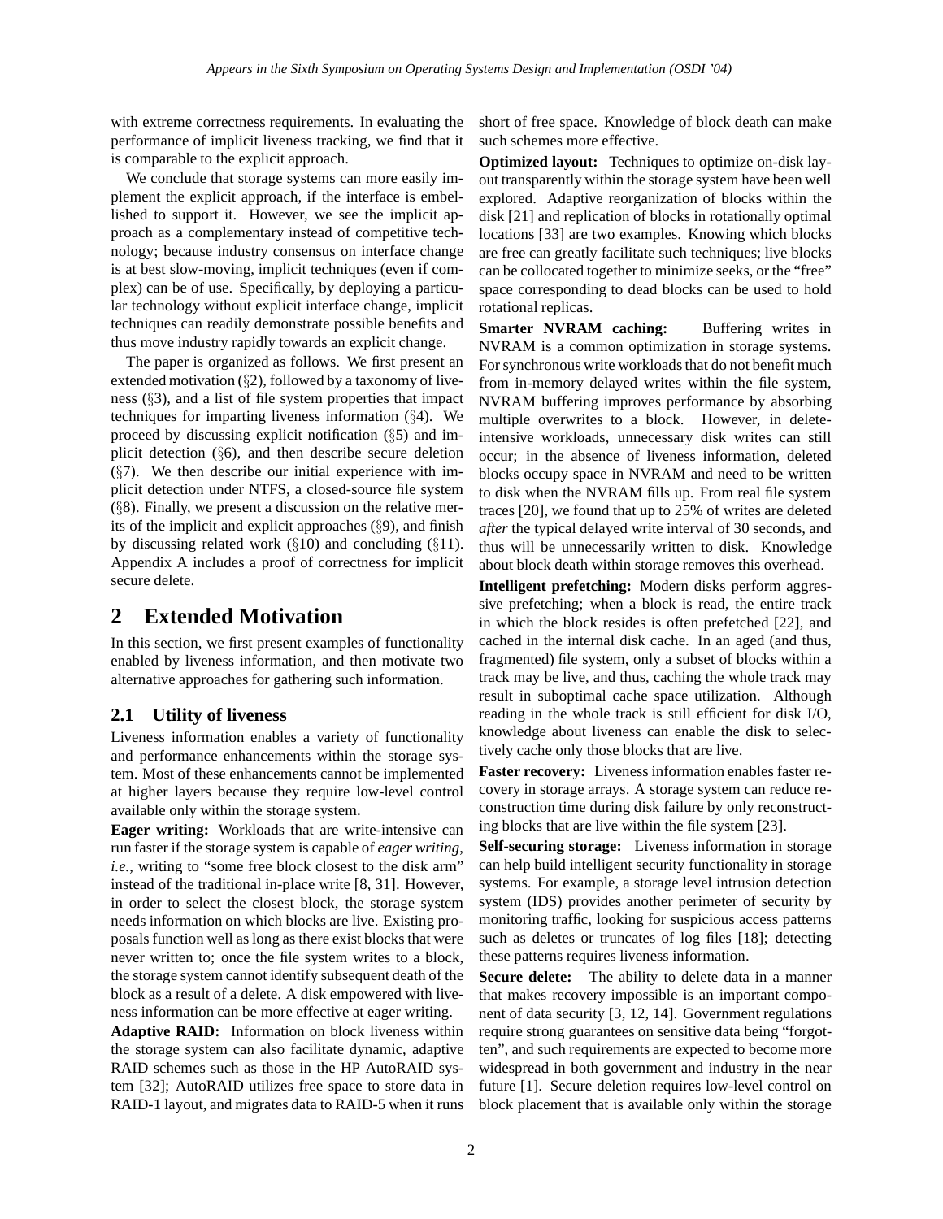with extreme correctness requirements. In evaluating the performance of implicit liveness tracking, we find that it is comparable to the explicit approach.

We conclude that storage systems can more easily implement the explicit approach, if the interface is embellished to support it. However, we see the implicit approach as a complementary instead of competitive technology; because industry consensus on interface change is at best slow-moving, implicit techniques (even if complex) can be of use. Specifically, by deploying a particular technology without explicit interface change, implicit techniques can readily demonstrate possible benefits and thus move industry rapidly towards an explicit change.

The paper is organized as follows. We first present an extended motivation (§2), followed by a taxonomy of liveness (§3), and a list of file system properties that impact techniques for imparting liveness information (§4). We proceed by discussing explicit notification (§5) and implicit detection (§6), and then describe secure deletion (§7). We then describe our initial experience with implicit detection under NTFS, a closed-source file system (§8). Finally, we present a discussion on the relative merits of the implicit and explicit approaches (§9), and finish by discussing related work (§10) and concluding (§11). Appendix A includes a proof of correctness for implicit secure delete.

## 2 Extended Motivation

In this section, we first present examples of functionality enabled by liveness information, and then motivate two alternative approaches for gathering such information.

### 2.1 Utility of liveness

Liveness information enables a variety of functionality and performance enhancements within the storage system. Most of these enhancements cannot be implemented at higher layers because they require low-level control available only within the storage system.

**Eager writing:** Workloads that are write-intensive can run faster if the storage system is capable of *eager writing*, *i.e.*, writing to "some free block closest to the disk arm" instead of the traditional in-place write [8, 31]. However, in order to select the closest block, the storage system needs information on which blocks are live. Existing proposals function well as long as there exist blocks that were never written to; once the file system writes to a block, the storage system cannot identify subsequent death of the block as a result of a delete. A disk empowered with liveness information can be more effective at eager writing.

**Adaptive RAID:** Information on block liveness within the storage system can also facilitate dynamic, adaptive RAID schemes such as those in the HP AutoRAID system [32]; AutoRAID utilizes free space to store data in RAID-1 layout, and migrates data to RAID-5 when it runs short of free space. Knowledge of block death can make such schemes more effective.

**Optimized layout:** Techniques to optimize on-disk layout transparently within the storage system have been well explored. Adaptive reorganization of blocks within the disk [21] and replication of blocks in rotationally optimal locations [33] are two examples. Knowing which blocks are free can greatly facilitate such techniques; live blocks can be collocated together to minimize seeks, or the "free" space corresponding to dead blocks can be used to hold rotational replicas.

**Smarter NVRAM caching:** Buffering writes in NVRAM is a common optimization in storage systems. For synchronous write workloads that do not benefit much from in-memory delayed writes within the file system, NVRAM buffering improves performance by absorbing multiple overwrites to a block. However, in delete-intensive workloads, unnecessary disk writes can still occur; in the absence of liveness information, deleted blocks occupy space in NVRAM and need to be written to disk when the NVRAM fills up. From real file system traces [20], we found that up to 25% of writes are deleted *after* the typical delayed write interval of 30 seconds, and thus will be unnecessarily written to disk. Knowledge about block death within storage removes this overhead.

**Intelligent prefetching:** Modern disks perform aggressive prefetching; when a block is read, the entire track in which the block resides is often prefetched [22], and cached in the internal disk cache. In an aged (and thus, fragmented) file system, only a subset of blocks within a track may be live, and thus, caching the whole track may result in suboptimal cache space utilization. Although reading in the whole track is still efficient for disk I/O, knowledge about liveness can enable the disk to selectively cache only those blocks that are live.

**Faster recovery:** Liveness information enables faster recovery in storage arrays. A storage system can reduce reconstruction time during disk failure by only reconstructing blocks that are live within the file system [23].

**Self-securing storage:** Liveness information in storage can help build intelligent security functionality in storage systems. For example, a storage level intrusion detection system (IDS) provides another perimeter of security by monitoring traffic, looking for suspicious access patterns such as deletes or truncates of log files [18]; detecting these patterns requires liveness information.

**Secure delete:** The ability to delete data in a manner that makes recovery impossible is an important component of data security [3, 12, 14]. Government regulations require strong guarantees on sensitive data being "forgotten", and such requirements are expected to become more widespread in both government and industry in the near future [1]. Secure deletion requires low-level control on block placement that is available only within the storage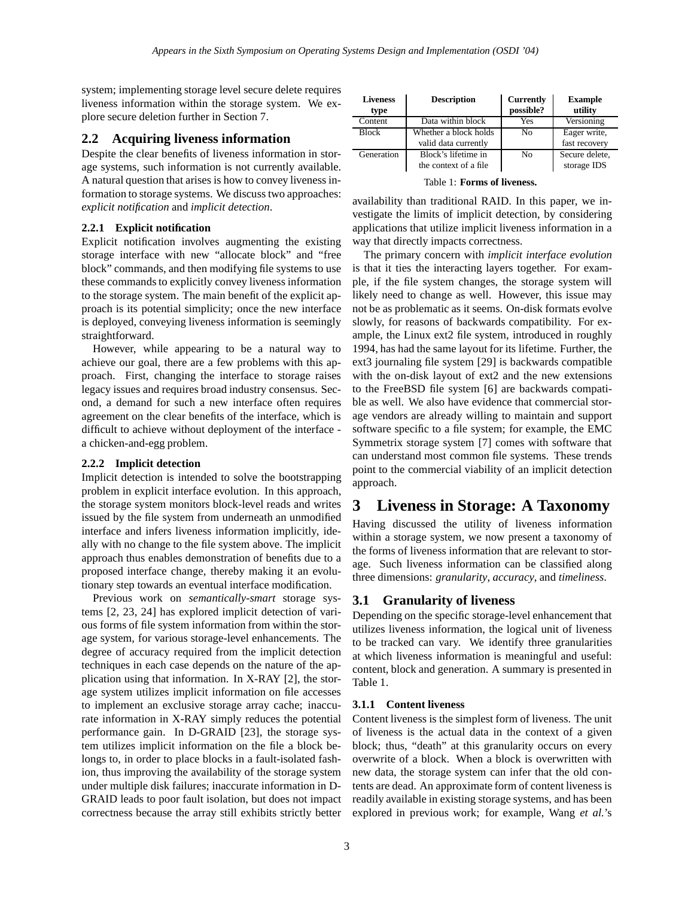system; implementing storage level secure delete requires liveness information within the storage system. We explore secure deletion further in Section 7.

## 2.2 Acquiring liveness information

Despite the clear benefits of liveness information in storage systems, such information is not currently available. A natural question that arises is how to convey liveness information to storage systems. We discuss two approaches: *explicit notification* and *implicit detection*.

### 2.2.1 Explicit notification

Explicit notification involves augmenting the existing storage interface with new "allocate block" and "free block" commands, and then modifying file systems to use these commands to explicitly convey liveness information to the storage system. The main benefit of the explicit approach is its potential simplicity; once the new interface is deployed, conveying liveness information is seemingly straightforward.

However, while appearing to be a natural way to achieve our goal, there are a few problems with this approach. First, changing the interface to storage raises legacy issues and requires broad industry consensus. Second, a demand for such a new interface often requires agreement on the clear benefits of the interface, which is difficult to achieve without deployment of the interface - a chicken-and-egg problem.

### 2.2.2 Implicit detection

Implicit detection is intended to solve the bootstrapping problem in explicit interface evolution. In this approach, the storage system monitors block-level reads and writes issued by the file system from underneath an unmodified interface and infers liveness information implicitly, ideally with no change to the file system above. The implicit approach thus enables demonstration of benefits due to a proposed interface change, thereby making it an evolutionary step towards an eventual interface modification.

Previous work on *semantically-smart* storage systems [2, 23, 24] has explored implicit detection of various forms of file system information from within the storage system, for various storage-level enhancements. The degree of accuracy required from the implicit detection techniques in each case depends on the nature of the application using that information. In X-RAY [2], the storage system utilizes implicit information on file accesses to implement an exclusive storage array cache; inaccurate information in X-RAY simply reduces the potential performance gain. In D-GRAID [23], the storage system utilizes implicit information on the file a block belongs to, in order to place blocks in a fault-isolated fashion, thus improving the availability of the storage system under multiple disk failures; inaccurate information in D-GRAID leads to poor fault isolation, but does not impact correctness because the array still exhibits strictly better availability than traditional RAID. In this paper, we investigate the limits of implicit detection, by considering applications that utilize implicit liveness information in a way that directly impacts correctness.

The primary concern with *implicit interface evolution* is that it ties the interacting layers together. For example, if the file system changes, the storage system will likely need to change as well. However, this issue may not be as problematic as it seems. On-disk formats evolve slowly, for reasons of backwards compatibility. For example, the Linux ext2 file system, introduced in roughly 1994, has had the same layout for its lifetime. Further, the ext3 journaling file system [29] is backwards compatible with the on-disk layout of ext2 and the new extensions to the FreeBSD file system [6] are backwards compatible as well. We also have evidence that commercial storage vendors are already willing to maintain and support software specific to a file system; for example, the EMC Symmetrix storage system [7] comes with software that can understand most common file systems. These trends point to the commercial viability of an implicit detection approach.

| Liveness type | Description | Currently possible? | Example utility |
|---|---|---|---|
| Content | Data within block | Yes | Versioning |
| Block | Whether a block holds valid data currently | No | Eager write, fast recovery |
| Generation | Block's lifetime in the context of a file | No | Secure delete, storage IDS |

Table 1: **Forms of liveness.**

# 3 Liveness in Storage: A Taxonomy

Having discussed the utility of liveness information within a storage system, we now present a taxonomy of the forms of liveness information that are relevant to storage. Such liveness information can be classified along three dimensions: *granularity*, *accuracy*, and *timeliness*.

## 3.1 Granularity of liveness

Depending on the specific storage-level enhancement that utilizes liveness information, the logical unit of liveness to be tracked can vary. We identify three granularities at which liveness information is meaningful and useful: content, block and generation. A summary is presented in Table 1.

### 3.1.1 Content liveness

Content liveness is the simplest form of liveness. The unit of liveness is the actual data in the context of a given block; thus, "death" at this granularity occurs on every overwrite of a block. When a block is overwritten with new data, the storage system can infer that the old contents are dead. An approximate form of content liveness is readily available in existing storage systems, and has been explored in previous work; for example, Wang *et al.*'s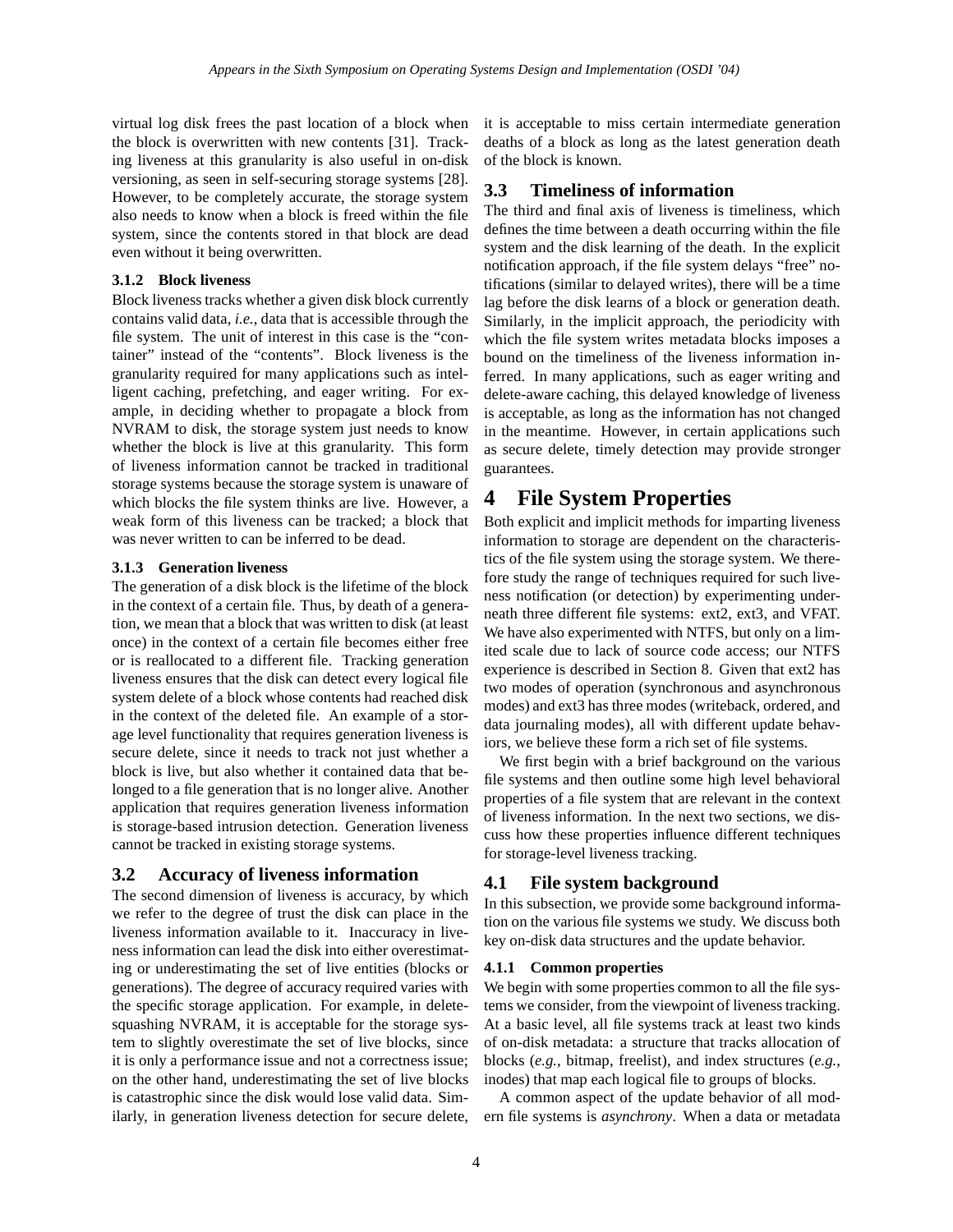virtual log disk frees the past location of a block when the block is overwritten with new contents [31]. Tracking liveness at this granularity is also useful in on-disk versioning, as seen in self-securing storage systems [28]. However, to be completely accurate, the storage system also needs to know when a block is freed within the file system, since the contents stored in that block are dead even without it being overwritten.

#### 3.1.2 Block liveness

Block liveness tracks whether a given disk block currently contains valid data, *i.e.*, data that is accessible through the file system. The unit of interest in this case is the "container" instead of the "contents". Block liveness is the granularity required for many applications such as intelligent caching, prefetching, and eager writing. For example, in deciding whether to propagate a block from NVRAM to disk, the storage system just needs to know whether the block is live at this granularity. This form of liveness information cannot be tracked in traditional storage systems because the storage system is unaware of which blocks the file system thinks are live. However, a weak form of this liveness can be tracked; a block that was never written to can be inferred to be dead.

#### 3.1.3 Generation liveness

The generation of a disk block is the lifetime of the block in the context of a certain file. Thus, by death of a generation, we mean that a block that was written to disk (at least once) in the context of a certain file becomes either free or is reallocated to a different file. Tracking generation liveness ensures that the disk can detect every logical file system delete of a block whose contents had reached disk in the context of the deleted file. An example of a storage level functionality that requires generation liveness is secure delete, since it needs to track not just whether a block is live, but also whether it contained data that belonged to a file generation that is no longer alive. Another application that requires generation liveness information is storage-based intrusion detection. Generation liveness cannot be tracked in existing storage systems.

### 3.2 Accuracy of liveness information

The second dimension of liveness is accuracy, by which we refer to the degree of trust the disk can place in the liveness information available to it. Inaccuracy in liveness information can lead the disk into either overestimating or underestimating the set of live entities (blocks or generations). The degree of accuracy required varies with the specific storage application. For example, in delete-squashing NVRAM, it is acceptable for the storage system to slightly overestimate the set of live blocks, since it is only a performance issue and not a correctness issue; on the other hand, underestimating the set of live blocks is catastrophic since the disk would lose valid data. Similarly, in generation liveness detection for secure delete, it is acceptable to miss certain intermediate generation deaths of a block as long as the latest generation death of the block is known.

### 3.3 Timeliness of information

The third and final axis of liveness is timeliness, which defines the time between a death occurring within the file system and the disk learning of the death. In the explicit notification approach, if the file system delays "free" notifications (similar to delayed writes), there will be a time lag before the disk learns of a block or generation death. Similarly, in the implicit approach, the periodicity with which the file system writes metadata blocks imposes a bound on the timeliness of the liveness information inferred. In many applications, such as eager writing and delete-aware caching, this delayed knowledge of liveness is acceptable, as long as the information has not changed in the meantime. However, in certain applications such as secure delete, timely detection may provide stronger guarantees.

## 4 File System Properties

Both explicit and implicit methods for imparting liveness information to storage are dependent on the characteristics of the file system using the storage system. We therefore study the range of techniques required for such liveness notification (or detection) by experimenting underneath three different file systems: ext2, ext3, and VFAT. We have also experimented with NTFS, but only on a limited scale due to lack of source code access; our NTFS experience is described in Section 8. Given that ext2 has two modes of operation (synchronous and asynchronous modes) and ext3 has three modes (writeback, ordered, and data journaling modes), all with different update behaviors, we believe these form a rich set of file systems.

We first begin with a brief background on the various file systems and then outline some high level behavioral properties of a file system that are relevant in the context of liveness information. In the next two sections, we discuss how these properties influence different techniques for storage-level liveness tracking.

### 4.1 File system background

In this subsection, we provide some background information on the various file systems we study. We discuss both key on-disk data structures and the update behavior.

#### 4.1.1 Common properties

We begin with some properties common to all the file systems we consider, from the viewpoint of liveness tracking. At a basic level, all file systems track at least two kinds of on-disk metadata: a structure that tracks allocation of blocks (*e.g.*, bitmap, freelist), and index structures (*e.g.*, inodes) that map each logical file to groups of blocks.

A common aspect of the update behavior of all modern file systems is *asynchrony*. When a data or metadata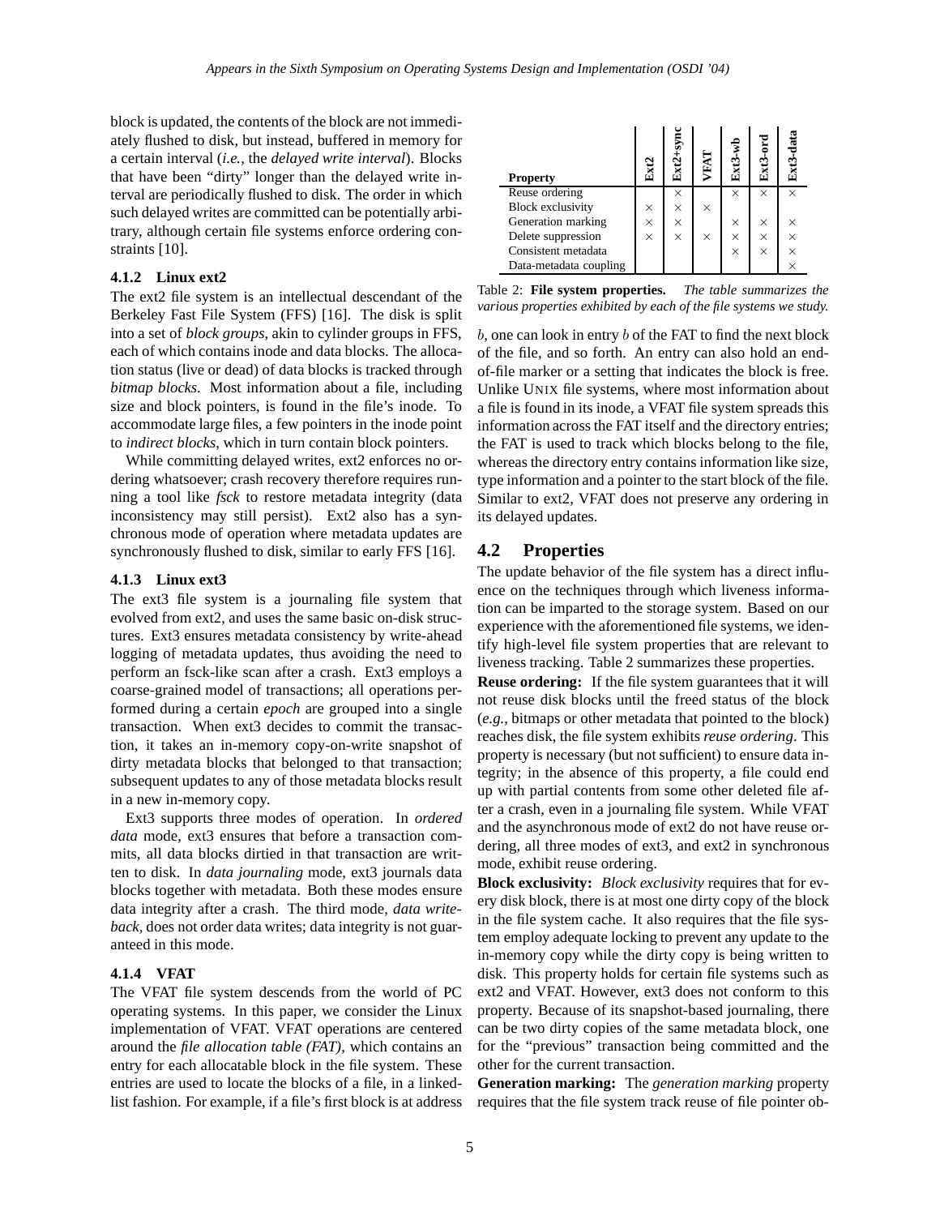block is updated, the contents of the block are not immediately flushed to disk, but instead, buffered in memory for a certain interval (*i.e.*, the *delayed write interval*). Blocks that have been "dirty" longer than the delayed write interval are periodically flushed to disk. The order in which such delayed writes are committed can be potentially arbitrary, although certain file systems enforce ordering constraints [10].

### 4.1.2 Linux ext2

The ext2 file system is an intellectual descendant of the Berkeley Fast File System (FFS) [16]. The disk is split into a set of *block groups*, akin to cylinder groups in FFS, each of which contains inode and data blocks. The allocation status (live or dead) of data blocks is tracked through *bitmap blocks*. Most information about a file, including size and block pointers, is found in the file's inode. To accommodate large files, a few pointers in the inode point to *indirect blocks*, which in turn contain block pointers.

While committing delayed writes, ext2 enforces no ordering whatsoever; crash recovery therefore requires running a tool like *fsck* to restore metadata integrity (data inconsistency may still persist). Ext2 also has a synchronous mode of operation where metadata updates are synchronously flushed to disk, similar to early FFS [16].

### 4.1.3 Linux ext3

The ext3 file system is a journaling file system that evolved from ext2, and uses the same basic on-disk structures. Ext3 ensures metadata consistency by write-ahead logging of metadata updates, thus avoiding the need to perform an fsck-like scan after a crash. Ext3 employs a coarse-grained model of transactions; all operations performed during a certain *epoch* are grouped into a single transaction. When ext3 decides to commit the transaction, it takes an in-memory copy-on-write snapshot of dirty metadata blocks that belonged to that transaction; subsequent updates to any of those metadata blocks result in a new in-memory copy.

Ext3 supports three modes of operation. In *ordered data* mode, ext3 ensures that before a transaction commits, all data blocks dirtied in that transaction are written to disk. In *data journaling* mode, ext3 journals data blocks together with metadata. Both these modes ensure data integrity after a crash. The third mode, *data writeback*, does not order data writes; data integrity is not guaranteed in this mode.

### 4.1.4 VFAT

The VFAT file system descends from the world of PC operating systems. In this paper, we consider the Linux implementation of VFAT. VFAT operations are centered around the *file allocation table (FAT)*, which contains an entry for each allocatable block in the file system. These entries are used to locate the blocks of a file, in a linked-list fashion. For example, if a file's first block is at address

| Property | Ext2 | Ext2+sync | VFAT | Ext3-wb | Ext3-ord | Ext3-data |
|---|---|---|---|---|---|---|
| Reuse ordering | | × | | × | × | × |
| Block exclusivity | × | × | × | | | |
| Generation marking | × | × | | × | × | × |
| Delete suppression | × | × | × | × | × | × |
| Consistent metadata | | | | × | × | × |
| Data-metadata coupling | | | | | | × |

Table 2: **File system properties.** *The table summarizes the various properties exhibited by each of the file systems we study.*

$b$, one can look in entry $b$ of the FAT to find the next block of the file, and so forth. An entry can also hold an end-of-file marker or a setting that indicates the block is free. Unlike UNIX file systems, where most information about a file is found in its inode, a VFAT file system spreads this information across the FAT itself and the directory entries; the FAT is used to track which blocks belong to the file, whereas the directory entry contains information like size, type information and a pointer to the start block of the file. Similar to ext2, VFAT does not preserve any ordering in its delayed updates.

## 4.2 Properties

The update behavior of the file system has a direct influence on the techniques through which liveness information can be imparted to the storage system. Based on our experience with the aforementioned file systems, we identify high-level file system properties that are relevant to liveness tracking. Table 2 summarizes these properties.

**Reuse ordering:** If the file system guarantees that it will not reuse disk blocks until the freed status of the block (*e.g.*, bitmaps or other metadata that pointed to the block) reaches disk, the file system exhibits *reuse ordering*. This property is necessary (but not sufficient) to ensure data integrity; in the absence of this property, a file could end up with partial contents from some other deleted file after a crash, even in a journaling file system. While VFAT and the asynchronous mode of ext2 do not have reuse ordering, all three modes of ext3, and ext2 in synchronous mode, exhibit reuse ordering.

**Block exclusivity:** *Block exclusivity* requires that for every disk block, there is at most one dirty copy of the block in the file system cache. It also requires that the file system employ adequate locking to prevent any update to the in-memory copy while the dirty copy is being written to disk. This property holds for certain file systems such as ext2 and VFAT. However, ext3 does not conform to this property. Because of its snapshot-based journaling, there can be two dirty copies of the same metadata block, one for the "previous" transaction being committed and the other for the current transaction.

**Generation marking:** The *generation marking* property requires that the file system track reuse of file pointer ob-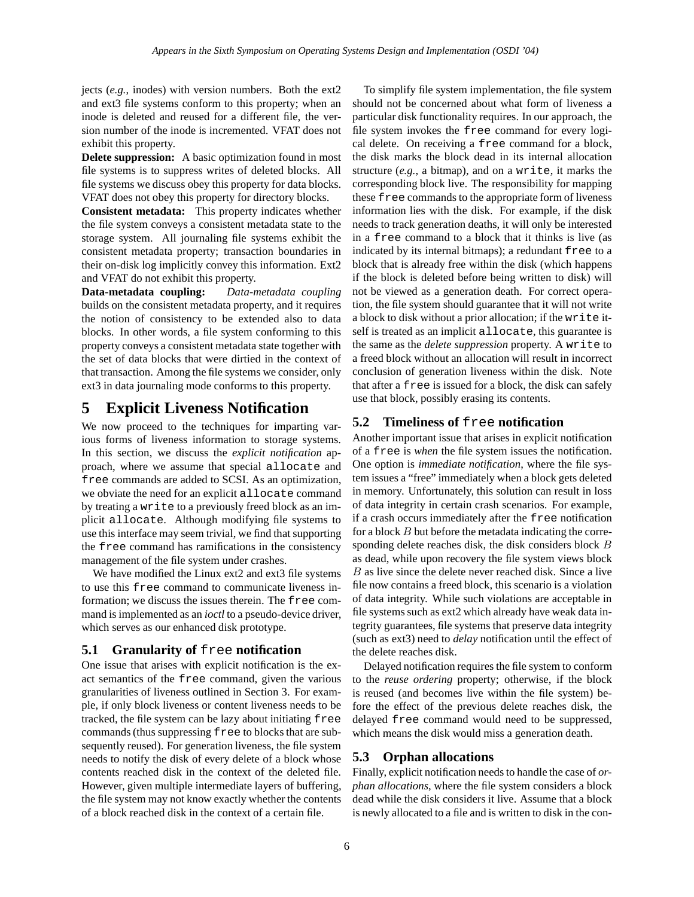jects (*e.g.,* inodes) with version numbers. Both the ext2 and ext3 file systems conform to this property; when an inode is deleted and reused for a different file, the version number of the inode is incremented. VFAT does not exhibit this property.

**Delete suppression:** A basic optimization found in most file systems is to suppress writes of deleted blocks. All file systems we discuss obey this property for data blocks. VFAT does not obey this property for directory blocks.

**Consistent metadata:** This property indicates whether the file system conveys a consistent metadata state to the storage system. All journaling file systems exhibit the consistent metadata property; transaction boundaries in their on-disk log implicitly convey this information. Ext2 and VFAT do not exhibit this property.

**Data-metadata coupling:** *Data-metadata coupling* builds on the consistent metadata property, and it requires the notion of consistency to be extended also to data blocks. In other words, a file system conforming to this property conveys a consistent metadata state together with the set of data blocks that were dirtied in the context of that transaction. Among the file systems we consider, only ext3 in data journaling mode conforms to this property.

# 5 Explicit Liveness Notification

We now proceed to the techniques for imparting various forms of liveness information to storage systems. In this section, we discuss the *explicit notification* approach, where we assume that special `allocate` and `free` commands are added to SCSI. As an optimization, we obviate the need for an explicit `allocate` command by treating a `write` to a previously freed block as an implicit `allocate`. Although modifying file systems to use this interface may seem trivial, we find that supporting the `free` command has ramifications in the consistency management of the file system under crashes.

We have modified the Linux ext2 and ext3 file systems to use this `free` command to communicate liveness information; we discuss the issues therein. The `free` command is implemented as an *ioctl* to a pseudo-device driver, which serves as our enhanced disk prototype.

## 5.1 Granularity of `free` notification

One issue that arises with explicit notification is the exact semantics of the `free` command, given the various granularities of liveness outlined in Section 3. For example, if only block liveness or content liveness needs to be tracked, the file system can be lazy about initiating `free` commands (thus suppressing `free` to blocks that are subsequently reused). For generation liveness, the file system needs to notify the disk of every delete of a block whose contents reached disk in the context of the deleted file. However, given multiple intermediate layers of buffering, the file system may not know exactly whether the contents of a block reached disk in the context of a certain file.

To simplify file system implementation, the file system should not be concerned about what form of liveness a particular disk functionality requires. In our approach, the file system invokes the `free` command for every logical delete. On receiving a `free` command for a block, the disk marks the block dead in its internal allocation structure (*e.g.,* a bitmap), and on a `write`, it marks the corresponding block live. The responsibility for mapping these `free` commands to the appropriate form of liveness information lies with the disk. For example, if the disk needs to track generation deaths, it will only be interested in a `free` command to a block that it thinks is live (as indicated by its internal bitmaps); a redundant `free` to a block that is already free within the disk (which happens if the block is deleted before being written to disk) will not be viewed as a generation death. For correct operation, the file system should guarantee that it will not write a block to disk without a prior allocation; if the `write` itself is treated as an implicit `allocate`, this guarantee is the same as the *delete suppression* property. A `write` to a freed block without an allocation will result in incorrect conclusion of generation liveness within the disk. Note that after a `free` is issued for a block, the disk can safely use that block, possibly erasing its contents.

## 5.2 Timeliness of `free` notification

Another important issue that arises in explicit notification of a `free` is *when* the file system issues the notification. One option is *immediate notification*, where the file system issues a "free" immediately when a block gets deleted in memory. Unfortunately, this solution can result in loss of data integrity in certain crash scenarios. For example, if a crash occurs immediately after the `free` notification for a block $B$ but before the metadata indicating the corresponding delete reaches disk, the disk considers block $B$ as dead, while upon recovery the file system views block $B$ as live since the delete never reached disk. Since a live file now contains a freed block, this scenario is a violation of data integrity. While such violations are acceptable in file systems such as ext2 which already have weak data integrity guarantees, file systems that preserve data integrity (such as ext3) need to *delay* notification until the effect of the delete reaches disk.

Delayed notification requires the file system to conform to the *reuse ordering* property; otherwise, if the block is reused (and becomes live within the file system) before the effect of the previous delete reaches disk, the delayed `free` command would need to be suppressed, which means the disk would miss a generation death.

## 5.3 Orphan allocations

Finally, explicit notification needs to handle the case of *orphan allocations*, where the file system considers a block dead while the disk considers it live. Assume that a block is newly allocated to a file and is written to disk in the con-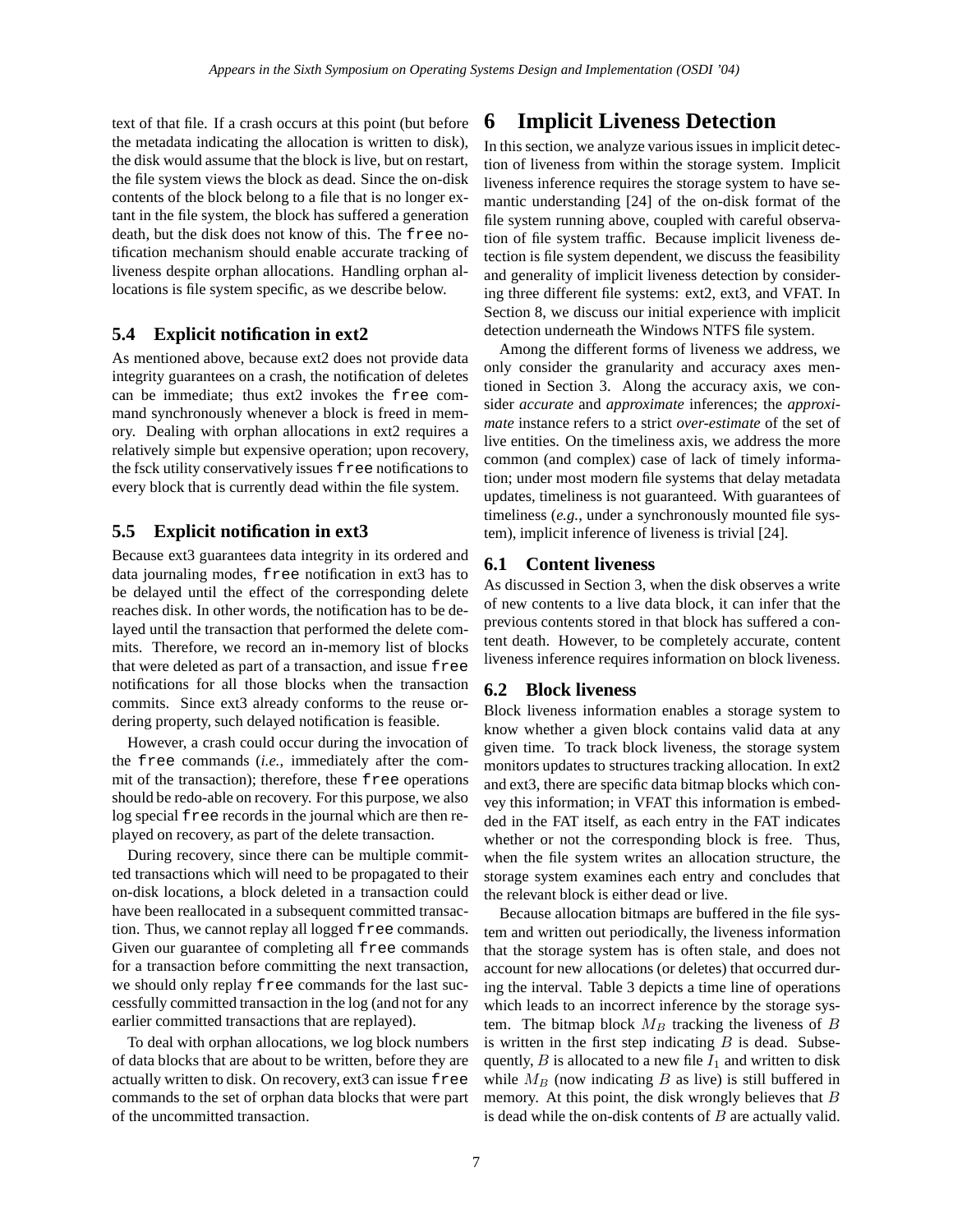text of that file. If a crash occurs at this point (but before the metadata indicating the allocation is written to disk), the disk would assume that the block is live, but on restart, the file system views the block as dead. Since the on-disk contents of the block belong to a file that is no longer extant in the file system, the block has suffered a generation death, but the disk does not know of this. The `free` notification mechanism should enable accurate tracking of liveness despite orphan allocations. Handling orphan allocations is file system specific, as we describe below.

### 5.4 Explicit notification in ext2

As mentioned above, because ext2 does not provide data integrity guarantees on a crash, the notification of deletes can be immediate; thus ext2 invokes the `free` command synchronously whenever a block is freed in memory. Dealing with orphan allocations in ext2 requires a relatively simple but expensive operation; upon recovery, the fsck utility conservatively issues `free` notifications to every block that is currently dead within the file system.

### 5.5 Explicit notification in ext3

Because ext3 guarantees data integrity in its ordered and data journaling modes, `free` notification in ext3 has to be delayed until the effect of the corresponding delete reaches disk. In other words, the notification has to be delayed until the transaction that performed the delete commits. Therefore, we record an in-memory list of blocks that were deleted as part of a transaction, and issue `free` notifications for all those blocks when the transaction commits. Since ext3 already conforms to the reuse ordering property, such delayed notification is feasible.

However, a crash could occur during the invocation of the `free` commands (*i.e.,* immediately after the commit of the transaction); therefore, these `free` operations should be redo-able on recovery. For this purpose, we also log special `free` records in the journal which are then replayed on recovery, as part of the delete transaction.

During recovery, since there can be multiple committed transactions which will need to be propagated to their on-disk locations, a block deleted in a transaction could have been reallocated in a subsequent committed transaction. Thus, we cannot replay all logged `free` commands. Given our guarantee of completing all `free` commands for a transaction before committing the next transaction, we should only replay `free` commands for the last successfully committed transaction in the log (and not for any earlier committed transactions that are replayed).

To deal with orphan allocations, we log block numbers of data blocks that are about to be written, before they are actually written to disk. On recovery, ext3 can issue `free` commands to the set of orphan data blocks that were part of the uncommitted transaction.

## 6 Implicit Liveness Detection

In this section, we analyze various issues in implicit detection of liveness from within the storage system. Implicit liveness inference requires the storage system to have semantic understanding [24] of the on-disk format of the file system running above, coupled with careful observation of file system traffic. Because implicit liveness detection is file system dependent, we discuss the feasibility and generality of implicit liveness detection by considering three different file systems: ext2, ext3, and VFAT. In Section 8, we discuss our initial experience with implicit detection underneath the Windows NTFS file system.

Among the different forms of liveness we address, we only consider the granularity and accuracy axes mentioned in Section 3. Along the accuracy axis, we consider *accurate* and *approximate* inferences; the *approximate* instance refers to a strict *over-estimate* of the set of live entities. On the timeliness axis, we address the more common (and complex) case of lack of timely information; under most modern file systems that delay metadata updates, timeliness is not guaranteed. With guarantees of timeliness (*e.g.*, under a synchronously mounted file system), implicit inference of liveness is trivial [24].

### 6.1 Content liveness

As discussed in Section 3, when the disk observes a write of new contents to a live data block, it can infer that the previous contents stored in that block has suffered a content death. However, to be completely accurate, content liveness inference requires information on block liveness.

### 6.2 Block liveness

Block liveness information enables a storage system to know whether a given block contains valid data at any given time. To track block liveness, the storage system monitors updates to structures tracking allocation. In ext2 and ext3, there are specific data bitmap blocks which convey this information; in VFAT this information is embedded in the FAT itself, as each entry in the FAT indicates whether or not the corresponding block is free. Thus, when the file system writes an allocation structure, the storage system examines each entry and concludes that the relevant block is either dead or live.

Because allocation bitmaps are buffered in the file system and written out periodically, the liveness information that the storage system has is often stale, and does not account for new allocations (or deletes) that occurred during the interval. Table 3 depicts a time line of operations which leads to an incorrect inference by the storage system. The bitmap block $M_B$ tracking the liveness of $B$ is written in the first step indicating $B$ is dead. Subsequently, $B$ is allocated to a new file $I_1$ and written to disk while $M_B$ (now indicating $B$ as live) is still buffered in memory. At this point, the disk wrongly believes that $B$ is dead while the on-disk contents of $B$ are actually valid.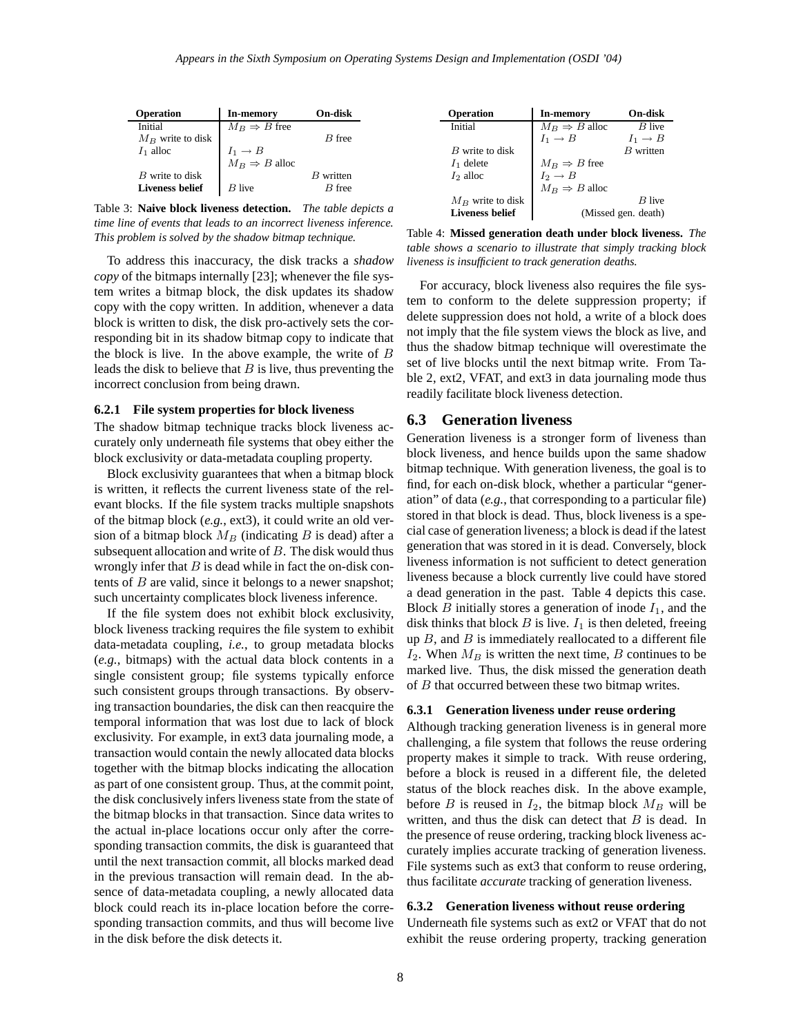| Operation | In-memory | On-disk |
| --- | --- | --- |
| Initial | $M_B \Rightarrow B$ free | |
| $M_B$ write to disk | | $B$ free |
| $I_1$ alloc | $I_1 \rightarrow B$ | |
| | $M_B \Rightarrow B$ alloc | |
| $B$ write to disk | | $B$ written |
| **Liveness belief** | $B$ live | $B$ free |

Table 3: **Naive block liveness detection.** *The table depicts a time line of events that leads to an incorrect liveness inference. This problem is solved by the shadow bitmap technique.*

To address this inaccuracy, the disk tracks a *shadow copy* of the bitmaps internally [23]; whenever the file system writes a bitmap block, the disk updates its shadow copy with the copy written. In addition, whenever a data block is written to disk, the disk pro-actively sets the corresponding bit in its shadow bitmap copy to indicate that the block is live. In the above example, the write of $B$ leads the disk to believe that $B$ is live, thus preventing the incorrect conclusion from being drawn.

#### 6.2.1 File system properties for block liveness

The shadow bitmap technique tracks block liveness accurately only underneath file systems that obey either the block exclusivity or data-metadata coupling property.

Block exclusivity guarantees that when a bitmap block is written, it reflects the current liveness state of the relevant blocks. If the file system tracks multiple snapshots of the bitmap block (*e.g.*, ext3), it could write an old version of a bitmap block $M_B$ (indicating $B$ is dead) after a subsequent allocation and write of $B$. The disk would thus wrongly infer that $B$ is dead while in fact the on-disk contents of $B$ are valid, since it belongs to a newer snapshot; such uncertainty complicates block liveness inference.

If the file system does not exhibit block exclusivity, block liveness tracking requires the file system to exhibit data-metadata coupling, *i.e.*, to group metadata blocks (*e.g.*, bitmaps) with the actual data block contents in a single consistent group; file systems typically enforce such consistent groups through transactions. By observing transaction boundaries, the disk can then reacquire the temporal information that was lost due to lack of block exclusivity. For example, in ext3 data journaling mode, a transaction would contain the newly allocated data blocks together with the bitmap blocks indicating the allocation as part of one consistent group. Thus, at the commit point, the disk conclusively infers liveness state from the state of the bitmap blocks in that transaction. Since data writes to the actual in-place locations occur only after the corresponding transaction commits, the disk is guaranteed that until the next transaction commit, all blocks marked dead in the previous transaction will remain dead. In the absence of data-metadata coupling, a newly allocated data block could reach its in-place location before the corresponding transaction commits, and thus will become live in the disk before the disk detects it.

| Operation | In-memory | On-disk |
| --- | --- | --- |
| Initial | $M_B \Rightarrow B$ alloc | $B$ live |
| | $I_1 \rightarrow B$ | $I_1 \rightarrow B$ |
| $B$ write to disk | | $B$ written |
| $I_1$ delete | $M_B \Rightarrow B$ free | |
| $I_2$ alloc | $I_2 \rightarrow B$ | |
| | $M_B \Rightarrow B$ alloc | |
| $M_B$ write to disk | | $B$ live |
| **Liveness belief** | (Missed gen. death) | |

Table 4: **Missed generation death under block liveness.** *The table shows a scenario to illustrate that simply tracking block liveness is insufficient to track generation deaths.*

For accuracy, block liveness also requires the file system to conform to the delete suppression property; if delete suppression does not hold, a write of a block does not imply that the file system views the block as live, and thus the shadow bitmap technique will overestimate the set of live blocks until the next bitmap write. From Table 2, ext2, VFAT, and ext3 in data journaling mode thus readily facilitate block liveness detection.

### 6.3 Generation liveness

Generation liveness is a stronger form of liveness than block liveness, and hence builds upon the same shadow bitmap technique. With generation liveness, the goal is to find, for each on-disk block, whether a particular "generation" of data (*e.g.*, that corresponding to a particular file) stored in that block is dead. Thus, block liveness is a special case of generation liveness; a block is dead if the latest generation that was stored in it is dead. Conversely, block liveness information is not sufficient to detect generation liveness because a block currently live could have stored a dead generation in the past. Table 4 depicts this case. Block $B$ initially stores a generation of inode $I_1$, and the disk thinks that block $B$ is live. $I_1$ is then deleted, freeing up $B$, and $B$ is immediately reallocated to a different file $I_2$. When $M_B$ is written the next time, $B$ continues to be marked live. Thus, the disk missed the generation death of $B$ that occurred between these two bitmap writes.

#### 6.3.1 Generation liveness under reuse ordering

Although tracking generation liveness is in general more challenging, a file system that follows the reuse ordering property makes it simple to track. With reuse ordering, before a block is reused in a different file, the deleted status of the block reaches disk. In the above example, before $B$ is reused in $I_2$, the bitmap block $M_B$ will be written, and thus the disk can detect that $B$ is dead. In the presence of reuse ordering, tracking block liveness accurately implies accurate tracking of generation liveness. File systems such as ext3 that conform to reuse ordering, thus facilitate *accurate* tracking of generation liveness.

#### 6.3.2 Generation liveness without reuse ordering

Underneath file systems such as ext2 or VFAT that do not exhibit the reuse ordering property, tracking generation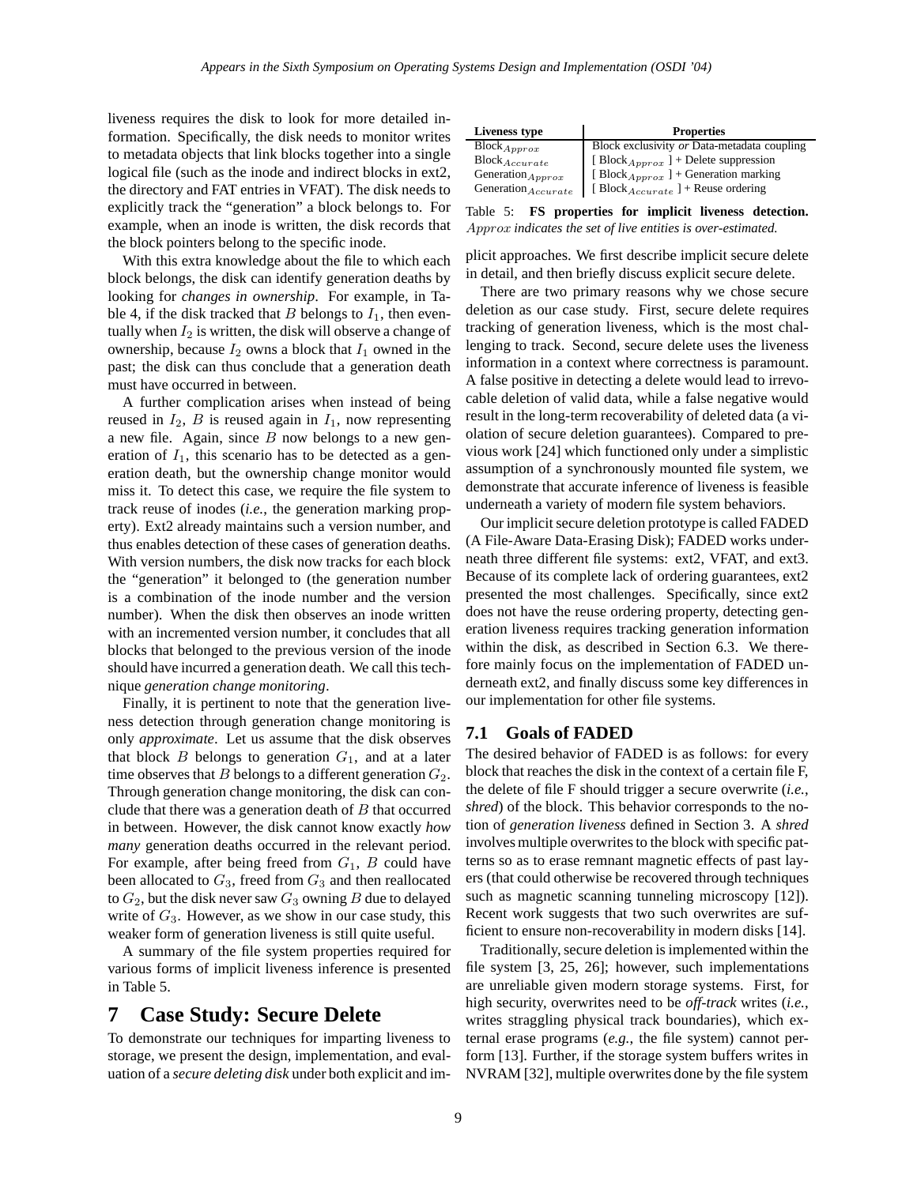liveness requires the disk to look for more detailed information. Specifically, the disk needs to monitor writes to metadata objects that link blocks together into a single logical file (such as the inode and indirect blocks in ext2, the directory and FAT entries in VFAT). The disk needs to explicitly track the "generation" a block belongs to. For example, when an inode is written, the disk records that the block pointers belong to the specific inode.

With this extra knowledge about the file to which each block belongs, the disk can identify generation deaths by looking for *changes in ownership*. For example, in Table 4, if the disk tracked that $B$ belongs to $I_1$, then eventually when $I_2$ is written, the disk will observe a change of ownership, because $I_2$ owns a block that $I_1$ owned in the past; the disk can thus conclude that a generation death must have occurred in between.

A further complication arises when instead of being reused in $I_2$, $B$ is reused again in $I_1$, now representing a new file. Again, since $B$ now belongs to a new generation of $I_1$, this scenario has to be detected as a generation death, but the ownership change monitor would miss it. To detect this case, we require the file system to track reuse of inodes (*i.e.*, the generation marking property). Ext2 already maintains such a version number, and thus enables detection of these cases of generation deaths. With version numbers, the disk now tracks for each block the "generation" it belonged to (the generation number is a combination of the inode number and the version number). When the disk then observes an inode written with an incremented version number, it concludes that all blocks that belonged to the previous version of the inode should have incurred a generation death. We call this technique *generation change monitoring*.

Finally, it is pertinent to note that the generation liveness detection through generation change monitoring is only *approximate*. Let us assume that the disk observes that block $B$ belongs to generation $G_1$, and at a later time observes that $B$ belongs to a different generation $G_2$. Through generation change monitoring, the disk can conclude that there was a generation death of $B$ that occurred in between. However, the disk cannot know exactly *how many* generation deaths occurred in the relevant period. For example, after being freed from $G_1$, $B$ could have been allocated to $G_3$, freed from $G_3$ and then reallocated to $G_2$, but the disk never saw $G_3$ owning $B$ due to delayed write of $G_3$. However, as we show in our case study, this weaker form of generation liveness is still quite useful.

A summary of the file system properties required for various forms of implicit liveness inference is presented in Table 5.

| Liveness type | Properties |
|---|---|
| $\text{Block}_{Approx}$ | Block exclusivity *or* Data-metadata coupling |
| $\text{Block}_{Accurate}$ | [ $\text{Block}_{Approx}$ ] + Delete suppression |
| $\text{Generation}_{Approx}$ | [ $\text{Block}_{Approx}$ ] + Generation marking |
| $\text{Generation}_{Accurate}$ | [ $\text{Block}_{Accurate}$ ] + Reuse ordering |

Table 5: **FS properties for implicit liveness detection.** *$Approx$ indicates the set of live entities is over-estimated.*

# 7 Case Study: Secure Delete

To demonstrate our techniques for imparting liveness to storage, we present the design, implementation, and evaluation of a *secure deleting disk* under both explicit and implicit approaches. We first describe implicit secure delete in detail, and then briefly discuss explicit secure delete.

There are two primary reasons why we chose secure deletion as our case study. First, secure delete requires tracking of generation liveness, which is the most challenging to track. Second, secure delete uses the liveness information in a context where correctness is paramount. A false positive in detecting a delete would lead to irrevocable deletion of valid data, while a false negative would result in the long-term recoverability of deleted data (a violation of secure deletion guarantees). Compared to previous work [24] which functioned only under a simplistic assumption of a synchronously mounted file system, we demonstrate that accurate inference of liveness is feasible underneath a variety of modern file system behaviors.

Our implicit secure deletion prototype is called FADED (A File-Aware Data-Erasing Disk); FADED works underneath three different file systems: ext2, VFAT, and ext3. Because of its complete lack of ordering guarantees, ext2 presented the most challenges. Specifically, since ext2 does not have the reuse ordering property, detecting generation liveness requires tracking generation information within the disk, as described in Section 6.3. We therefore mainly focus on the implementation of FADED underneath ext2, and finally discuss some key differences in our implementation for other file systems.

## 7.1 Goals of FADED

The desired behavior of FADED is as follows: for every block that reaches the disk in the context of a certain file F, the delete of file F should trigger a secure overwrite (*i.e.*, *shred*) of the block. This behavior corresponds to the notion of *generation liveness* defined in Section 3. A *shred* involves multiple overwrites to the block with specific patterns so as to erase remnant magnetic effects of past layers (that could otherwise be recovered through techniques such as magnetic scanning tunneling microscopy [12]). Recent work suggests that two such overwrites are sufficient to ensure non-recoverability in modern disks [14].

Traditionally, secure deletion is implemented within the file system [3, 25, 26]; however, such implementations are unreliable given modern storage systems. First, for high security, overwrites need to be *off-track* writes (*i.e.*, writes straggling physical track boundaries), which external erase programs (*e.g.*, the file system) cannot perform [13]. Further, if the storage system buffers writes in NVRAM [32], multiple overwrites done by the file system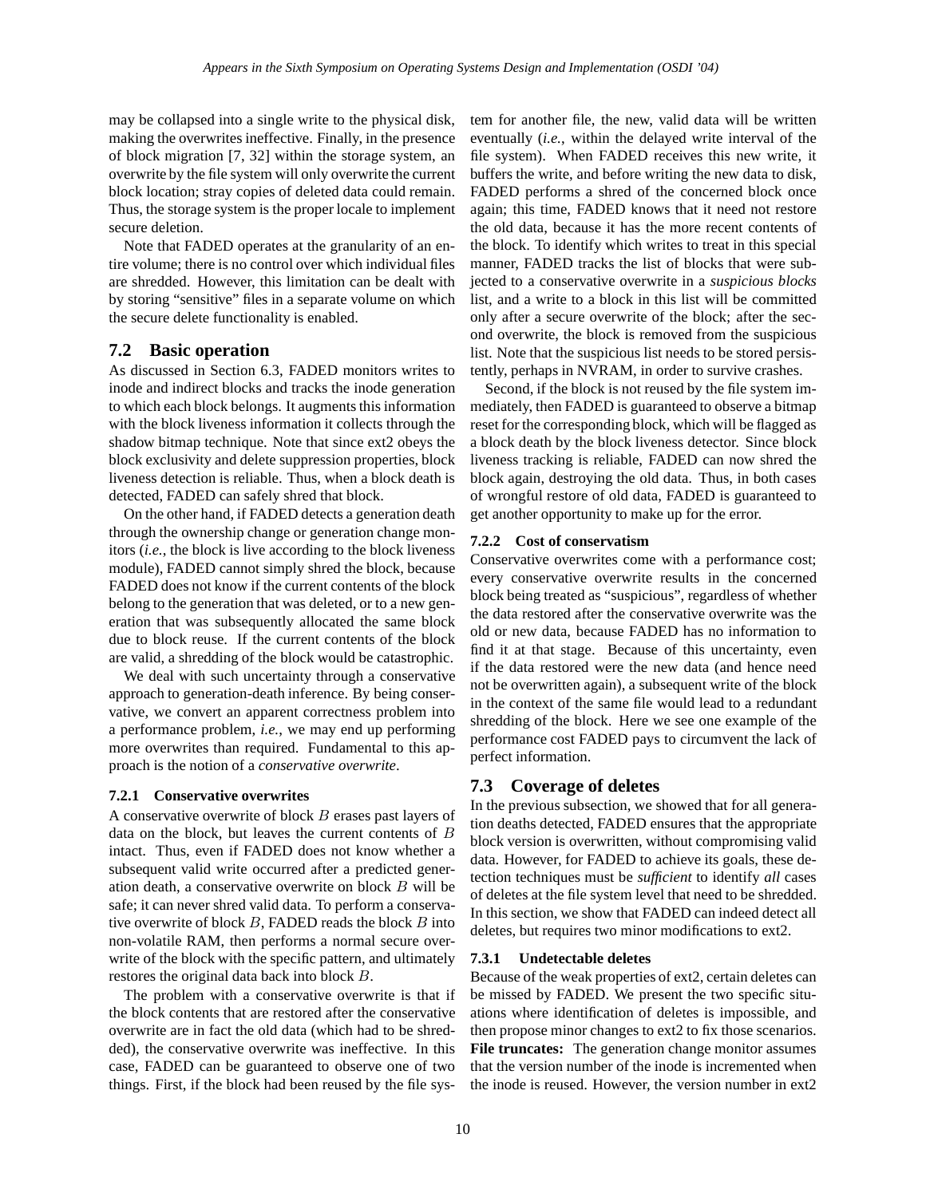may be collapsed into a single write to the physical disk, making the overwrites ineffective. Finally, in the presence of block migration [7, 32] within the storage system, an overwrite by the file system will only overwrite the current block location; stray copies of deleted data could remain. Thus, the storage system is the proper locale to implement secure deletion.

Note that FADED operates at the granularity of an entire volume; there is no control over which individual files are shredded. However, this limitation can be dealt with by storing "sensitive" files in a separate volume on which the secure delete functionality is enabled.

## 7.2 Basic operation

As discussed in Section 6.3, FADED monitors writes to inode and indirect blocks and tracks the inode generation to which each block belongs. It augments this information with the block liveness information it collects through the shadow bitmap technique. Note that since ext2 obeys the block exclusivity and delete suppression properties, block liveness detection is reliable. Thus, when a block death is detected, FADED can safely shred that block.

On the other hand, if FADED detects a generation death through the ownership change or generation change monitors (*i.e.*, the block is live according to the block liveness module), FADED cannot simply shred the block, because FADED does not know if the current contents of the block belong to the generation that was deleted, or to a new generation that was subsequently allocated the same block due to block reuse. If the current contents of the block are valid, a shredding of the block would be catastrophic.

We deal with such uncertainty through a conservative approach to generation-death inference. By being conservative, we convert an apparent correctness problem into a performance problem, *i.e.*, we may end up performing more overwrites than required. Fundamental to this approach is the notion of a *conservative overwrite*.

### 7.2.1 Conservative overwrites

A conservative overwrite of block $B$ erases past layers of data on the block, but leaves the current contents of $B$ intact. Thus, even if FADED does not know whether a subsequent valid write occurred after a predicted generation death, a conservative overwrite on block $B$ will be safe; it can never shred valid data. To perform a conservative overwrite of block $B$, FADED reads the block $B$ into non-volatile RAM, then performs a normal secure overwrite of the block with the specific pattern, and ultimately restores the original data back into block $B$.

The problem with a conservative overwrite is that if the block contents that are restored after the conservative overwrite are in fact the old data (which had to be shredded), the conservative overwrite was ineffective. In this case, FADED can be guaranteed to observe one of two things. First, if the block had been reused by the file system for another file, the new, valid data will be written eventually (*i.e.*, within the delayed write interval of the file system). When FADED receives this new write, it buffers the write, and before writing the new data to disk, FADED performs a shred of the concerned block once again; this time, FADED knows that it need not restore the old data, because it has the more recent contents of the block. To identify which writes to treat in this special manner, FADED tracks the list of blocks that were subjected to a conservative overwrite in a *suspicious blocks* list, and a write to a block in this list will be committed only after a secure overwrite of the block; after the second overwrite, the block is removed from the suspicious list. Note that the suspicious list needs to be stored persistently, perhaps in NVRAM, in order to survive crashes.

Second, if the block is not reused by the file system immediately, then FADED is guaranteed to observe a bitmap reset for the corresponding block, which will be flagged as a block death by the block liveness detector. Since block liveness tracking is reliable, FADED can now shred the block again, destroying the old data. Thus, in both cases of wrongful restore of old data, FADED is guaranteed to get another opportunity to make up for the error.

### 7.2.2 Cost of conservatism

Conservative overwrites come with a performance cost; every conservative overwrite results in the concerned block being treated as "suspicious", regardless of whether the data restored after the conservative overwrite was the old or new data, because FADED has no information to find it at that stage. Because of this uncertainty, even if the data restored were the new data (and hence need not be overwritten again), a subsequent write of the block in the context of the same file would lead to a redundant shredding of the block. Here we see one example of the performance cost FADED pays to circumvent the lack of perfect information.

## 7.3 Coverage of deletes

In the previous subsection, we showed that for all generation deaths detected, FADED ensures that the appropriate block version is overwritten, without compromising valid data. However, for FADED to achieve its goals, these detection techniques must be *sufficient* to identify *all* cases of deletes at the file system level that need to be shredded. In this section, we show that FADED can indeed detect all deletes, but requires two minor modifications to ext2.

### 7.3.1 Undetectable deletes

Because of the weak properties of ext2, certain deletes can be missed by FADED. We present the two specific situations where identification of deletes is impossible, and then propose minor changes to ext2 to fix those scenarios.

**File truncates:** The generation change monitor assumes that the version number of the inode is incremented when the inode is reused. However, the version number in ext2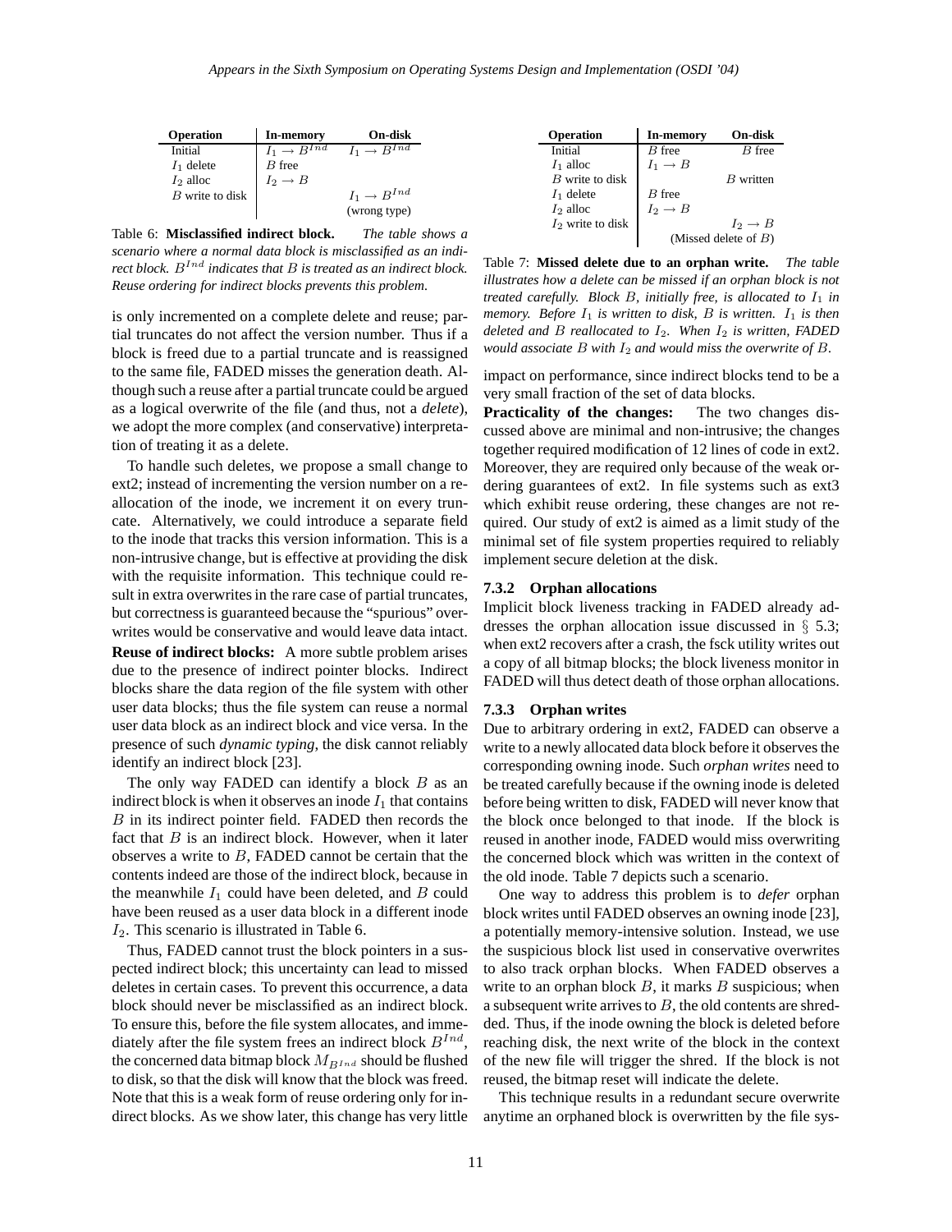| Operation | In-memory | On-disk |
|---|---|---|
| Initial | $I_1 \rightarrow B^{Ind}$ | $I_1 \rightarrow B^{Ind}$ |
| $I_1$ delete | $B$ free | |
| $I_2$ alloc | $I_2 \rightarrow B$ | |
| $B$ write to disk | | $I_1 \rightarrow B^{Ind}$ (wrong type) |

Table 6: **Misclassified indirect block.** *The table shows a scenario where a normal data block is misclassified as an indirect block. $B^{Ind}$ indicates that $B$ is treated as an indirect block. Reuse ordering for indirect blocks prevents this problem.*

is only incremented on a complete delete and reuse; partial truncates do not affect the version number. Thus if a block is freed due to a partial truncate and is reassigned to the same file, FADED misses the generation death. Although such a reuse after a partial truncate could be argued as a logical overwrite of the file (and thus, not a *delete*), we adopt the more complex (and conservative) interpretation of treating it as a delete.

To handle such deletes, we propose a small change to ext2; instead of incrementing the version number on a reallocation of the inode, we increment it on every truncate. Alternatively, we could introduce a separate field to the inode that tracks this version information. This is a non-intrusive change, but is effective at providing the disk with the requisite information. This technique could result in extra overwrites in the rare case of partial truncates, but correctness is guaranteed because the "spurious" overwrites would be conservative and would leave data intact.

**Reuse of indirect blocks:** A more subtle problem arises due to the presence of indirect pointer blocks. Indirect blocks share the data region of the file system with other user data blocks; thus the file system can reuse a normal user data block as an indirect block and vice versa. In the presence of such *dynamic typing*, the disk cannot reliably identify an indirect block [23].

The only way FADED can identify a block $B$ as an indirect block is when it observes an inode $I_1$ that contains $B$ in its indirect pointer field. FADED then records the fact that $B$ is an indirect block. However, when it later observes a write to $B$, FADED cannot be certain that the contents indeed are those of the indirect block, because in the meanwhile $I_1$ could have been deleted, and $B$ could have been reused as a user data block in a different inode $I_2$. This scenario is illustrated in Table 6.

Thus, FADED cannot trust the block pointers in a suspected indirect block; this uncertainty can lead to missed deletes in certain cases. To prevent this occurrence, a data block should never be misclassified as an indirect block. To ensure this, before the file system allocates, and immediately after the file system frees an indirect block $B^{Ind}$, the concerned data bitmap block $M_{B^{Ind}}$ should be flushed to disk, so that the disk will know that the block was freed. Note that this is a weak form of reuse ordering only for indirect blocks. As we show later, this change has very little impact on performance, since indirect blocks tend to be a very small fraction of the set of data blocks.

| Operation | In-memory | On-disk |
|---|---|---|
| Initial | $B$ free | $B$ free |
| $I_1$ alloc | $I_1 \rightarrow B$ | |
| $B$ write to disk | | $B$ written |
| $I_1$ delete | $B$ free | |
| $I_2$ alloc | $I_2 \rightarrow B$ | |
| $I_2$ write to disk | | $I_2 \rightarrow B$ |
| | (Missed delete of $B$) | |

Table 7: **Missed delete due to an orphan write.** *The table illustrates how a delete can be missed if an orphan block is not treated carefully. Block $B$, initially free, is allocated to $I_1$ in memory. Before $I_1$ is written to disk, $B$ is written. $I_1$ is then deleted and $B$ reallocated to $I_2$. When $I_2$ is written, FADED would associate $B$ with $I_2$ and would miss the overwrite of $B$.*

**Practicality of the changes:** The two changes discussed above are minimal and non-intrusive; the changes together required modification of 12 lines of code in ext2. Moreover, they are required only because of the weak ordering guarantees of ext2. In file systems such as ext3 which exhibit reuse ordering, these changes are not required. Our study of ext2 is aimed as a limit study of the minimal set of file system properties required to reliably implement secure deletion at the disk.

#### 7.3.2 Orphan allocations

Implicit block liveness tracking in FADED already addresses the orphan allocation issue discussed in § 5.3; when ext2 recovers after a crash, the fsck utility writes out a copy of all bitmap blocks; the block liveness monitor in FADED will thus detect death of those orphan allocations.

#### 7.3.3 Orphan writes

Due to arbitrary ordering in ext2, FADED can observe a write to a newly allocated data block before it observes the corresponding owning inode. Such *orphan writes* need to be treated carefully because if the owning inode is deleted before being written to disk, FADED will never know that the block once belonged to that inode. If the block is reused in another inode, FADED would miss overwriting the concerned block which was written in the context of the old inode. Table 7 depicts such a scenario.

One way to address this problem is to *defer* orphan block writes until FADED observes an owning inode [23], a potentially memory-intensive solution. Instead, we use the suspicious block list used in conservative overwrites to also track orphan blocks. When FADED observes a write to an orphan block $B$, it marks $B$ suspicious; when a subsequent write arrives to $B$, the old contents are shredded. Thus, if the inode owning the block is deleted before reaching disk, the next write of the block in the context of the new file will trigger the shred. If the block is not reused, the bitmap reset will indicate the delete.

This technique results in a redundant secure overwrite anytime an orphaned block is overwritten by the file sys-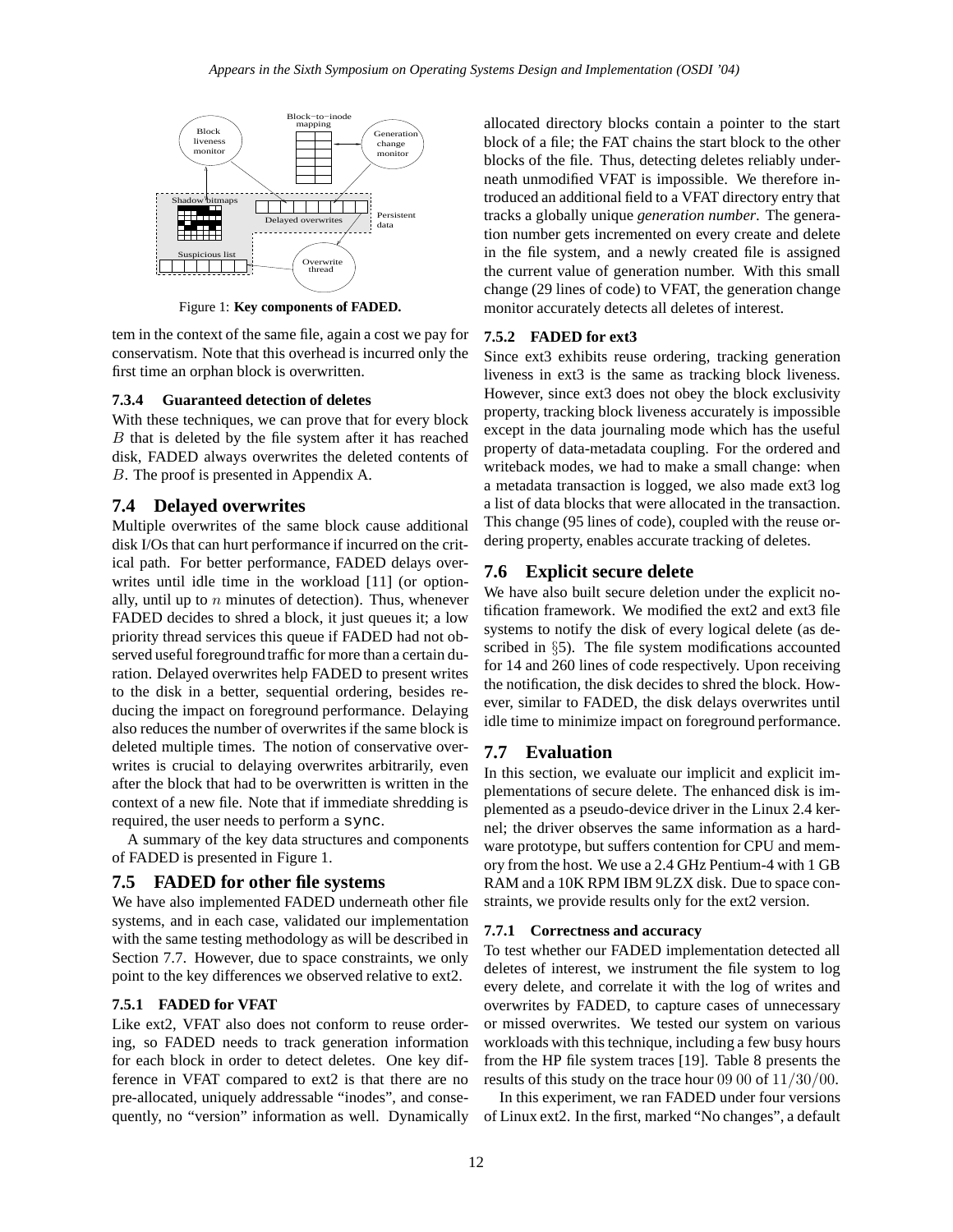Figure 1: **Key components of FADED.**

tem in the context of the same file, again a cost we pay for conservatism. Note that this overhead is incurred only the first time an orphan block is overwritten.

#### 7.3.4 Guaranteed detection of deletes

With these techniques, we can prove that for every block $B$ that is deleted by the file system after it has reached disk, FADED always overwrites the deleted contents of $B$. The proof is presented in Appendix A.

### 7.4 Delayed overwrites

Multiple overwrites of the same block cause additional disk I/Os that can hurt performance if incurred on the critical path. For better performance, FADED delays overwrites until idle time in the workload [11] (or optionally, until up to $n$ minutes of detection). Thus, whenever FADED decides to shred a block, it just queues it; a low priority thread services this queue if FADED had not observed useful foreground traffic for more than a certain duration. Delayed overwrites help FADED to present writes to the disk in a better, sequential ordering, besides reducing the impact on foreground performance. Delaying also reduces the number of overwrites if the same block is deleted multiple times. The notion of conservative overwrites is crucial to delaying overwrites arbitrarily, even after the block that had to be overwritten is written in the context of a new file. Note that if immediate shredding is required, the user needs to perform a `sync`.

A summary of the key data structures and components of FADED is presented in Figure 1.

### 7.5 FADED for other file systems

We have also implemented FADED underneath other file systems, and in each case, validated our implementation with the same testing methodology as will be described in Section 7.7. However, due to space constraints, we only point to the key differences we observed relative to ext2.

#### 7.5.1 FADED for VFAT

Like ext2, VFAT also does not conform to reuse ordering, so FADED needs to track generation information for each block in order to detect deletes. One key difference in VFAT compared to ext2 is that there are no pre-allocated, uniquely addressable "inodes", and consequently, no "version" information as well. Dynamically allocated directory blocks contain a pointer to the start block of a file; the FAT chains the start block to the other blocks of the file. Thus, detecting deletes reliably underneath unmodified VFAT is impossible. We therefore introduced an additional field to a VFAT directory entry that tracks a globally unique *generation number*. The generation number gets incremented on every create and delete in the file system, and a newly created file is assigned the current value of generation number. With this small change (29 lines of code) to VFAT, the generation change monitor accurately detects all deletes of interest.

#### 7.5.2 FADED for ext3

Since ext3 exhibits reuse ordering, tracking generation liveness in ext3 is the same as tracking block liveness. However, since ext3 does not obey the block exclusivity property, tracking block liveness accurately is impossible except in the data journaling mode which has the useful property of data-metadata coupling. For the ordered and writeback modes, we had to make a small change: when a metadata transaction is logged, we also made ext3 log a list of data blocks that were allocated in the transaction. This change (95 lines of code), coupled with the reuse ordering property, enables accurate tracking of deletes.

### 7.6 Explicit secure delete

We have also built secure deletion under the explicit notification framework. We modified the ext2 and ext3 file systems to notify the disk of every logical delete (as described in §5). The file system modifications accounted for 14 and 260 lines of code respectively. Upon receiving the notification, the disk decides to shred the block. However, similar to FADED, the disk delays overwrites until idle time to minimize impact on foreground performance.

### 7.7 Evaluation

In this section, we evaluate our implicit and explicit implementations of secure delete. The enhanced disk is implemented as a pseudo-device driver in the Linux 2.4 kernel; the driver observes the same information as a hardware prototype, but suffers contention for CPU and memory from the host. We use a 2.4 GHz Pentium-4 with 1 GB RAM and a 10K RPM IBM 9LZX disk. Due to space constraints, we provide results only for the ext2 version.

#### 7.7.1 Correctness and accuracy

To test whether our FADED implementation detected all deletes of interest, we instrument the file system to log every delete, and correlate it with the log of writes and overwrites by FADED, to capture cases of unnecessary or missed overwrites. We tested our system on various workloads with this technique, including a few busy hours from the HP file system traces [19]. Table 8 presents the results of this study on the trace hour 09 00 of $11/30/00$.

In this experiment, we ran FADED under four versions of Linux ext2. In the first, marked "No changes", a default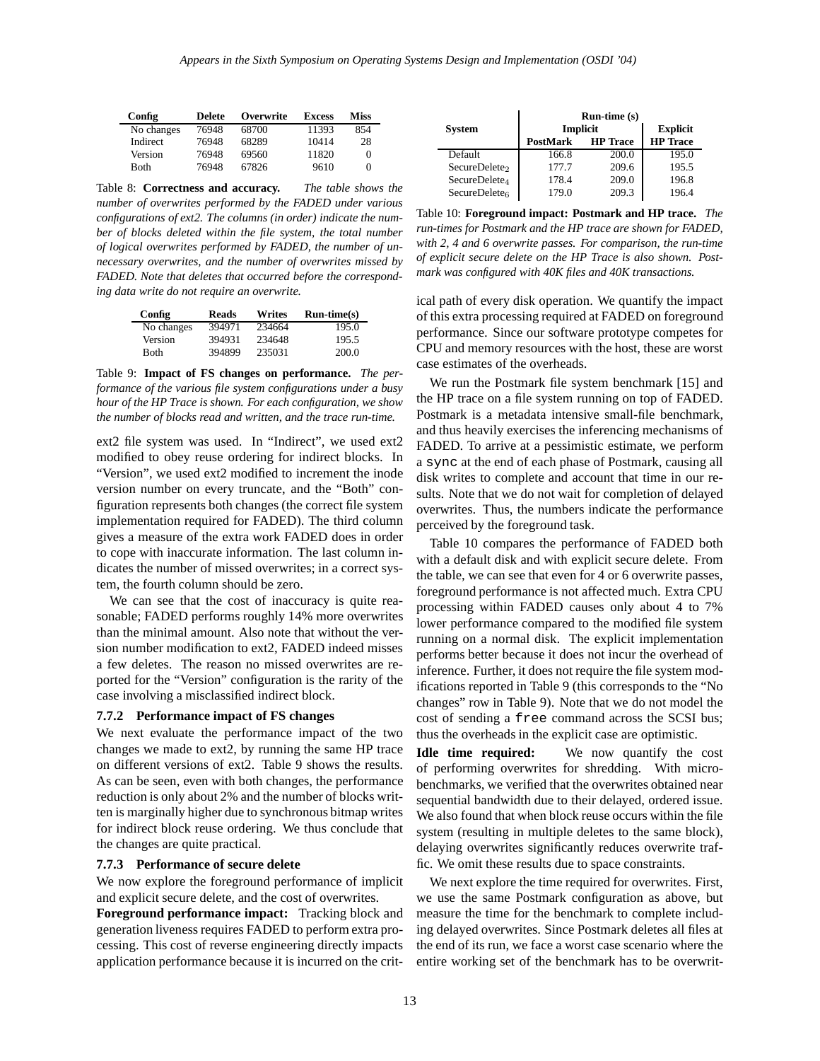| Config | Delete | Overwrite | Excess | Miss |
|---|---|---|---|---|
| No changes | 76948 | 68700 | 11393 | 854 |
| Indirect | 76948 | 68289 | 10414 | 28 |
| Version | 76948 | 69560 | 11820 | 0 |
| Both | 76948 | 67826 | 9610 | 0 |

Table 8: **Correctness and accuracy.** *The table shows the number of overwrites performed by the FADED under various configurations of ext2. The columns (in order) indicate the number of blocks deleted within the file system, the total number of logical overwrites performed by FADED, the number of unnecessary overwrites, and the number of overwrites missed by FADED. Note that deletes that occurred before the corresponding data write do not require an overwrite.*

| Config | Reads | Writes | Run-time(s) |
|---|---|---|---|
| No changes | 394971 | 234664 | 195.0 |
| Version | 394931 | 234648 | 195.5 |
| Both | 394899 | 235031 | 200.0 |

Table 9: **Impact of FS changes on performance.** *The performance of the various file system configurations under a busy hour of the HP Trace is shown. For each configuration, we show the number of blocks read and written, and the trace run-time.*

ext2 file system was used. In "Indirect", we used ext2 modified to obey reuse ordering for indirect blocks. In "Version", we used ext2 modified to increment the inode version number on every truncate, and the "Both" configuration represents both changes (the correct file system implementation required for FADED). The third column gives a measure of the extra work FADED does in order to cope with inaccurate information. The last column indicates the number of missed overwrites; in a correct system, the fourth column should be zero.

We can see that the cost of inaccuracy is quite reasonable; FADED performs roughly 14% more overwrites than the minimal amount. Also note that without the version number modification to ext2, FADED indeed misses a few deletes. The reason no missed overwrites are reported for the "Version" configuration is the rarity of the case involving a misclassified indirect block.

#### 7.7.2 Performance impact of FS changes

We next evaluate the performance impact of the two changes we made to ext2, by running the same HP trace on different versions of ext2. Table 9 shows the results. As can be seen, even with both changes, the performance reduction is only about 2% and the number of blocks written is marginally higher due to synchronous bitmap writes for indirect block reuse ordering. We thus conclude that the changes are quite practical.

#### 7.7.3 Performance of secure delete

We now explore the foreground performance of implicit and explicit secure delete, and the cost of overwrites.

**Foreground performance impact:** Tracking block and generation liveness requires FADED to perform extra processing. This cost of reverse engineering directly impacts application performance because it is incurred on the critical path of every disk operation. We quantify the impact of this extra processing required at FADED on foreground performance. Since our software prototype competes for CPU and memory resources with the host, these are worst case estimates of the overheads.

| System | Run-time (s) | | |
|---|---|---|---|
| | Implicit | | Explicit |
| | PostMark | HP Trace | HP Trace |
| Default | 166.8 | 200.0 | 195.0 |
| $\text{SecureDelete}_2$ | 177.7 | 209.6 | 195.5 |
| $\text{SecureDelete}_4$ | 178.4 | 209.0 | 196.8 |
| $\text{SecureDelete}_6$ | 179.0 | 209.3 | 196.4 |

Table 10: **Foreground impact: Postmark and HP trace.** *The run-times for Postmark and the HP trace are shown for FADED, with 2, 4 and 6 overwrite passes. For comparison, the run-time of explicit secure delete on the HP Trace is also shown. Postmark was configured with 40K files and 40K transactions.*

We run the Postmark file system benchmark [15] and the HP trace on a file system running on top of FADED. Postmark is a metadata intensive small-file benchmark, and thus heavily exercises the inferencing mechanisms of FADED. To arrive at a pessimistic estimate, we perform a `sync` at the end of each phase of Postmark, causing all disk writes to complete and account that time in our results. Note that we do not wait for completion of delayed overwrites. Thus, the numbers indicate the performance perceived by the foreground task.

Table 10 compares the performance of FADED both with a default disk and with explicit secure delete. From the table, we can see that even for 4 or 6 overwrite passes, foreground performance is not affected much. Extra CPU processing within FADED causes only about 4 to 7% lower performance compared to the modified file system running on a normal disk. The explicit implementation performs better because it does not incur the overhead of inference. Further, it does not require the file system modifications reported in Table 9 (this corresponds to the "No changes" row in Table 9). Note that we do not model the cost of sending a `free` command across the SCSI bus; thus the overheads in the explicit case are optimistic.

**Idle time required:** We now quantify the cost of performing overwrites for shredding. With microbenchmarks, we verified that the overwrites obtained near sequential bandwidth due to their delayed, ordered issue. We also found that when block reuse occurs within the file system (resulting in multiple deletes to the same block), delaying overwrites significantly reduces overwrite traffic. We omit these results due to space constraints.

We next explore the time required for overwrites. First, we use the same Postmark configuration as above, but measure the time for the benchmark to complete including delayed overwrites. Since Postmark deletes all files at the end of its run, we face a worst case scenario where the entire working set of the benchmark has to be overwrit-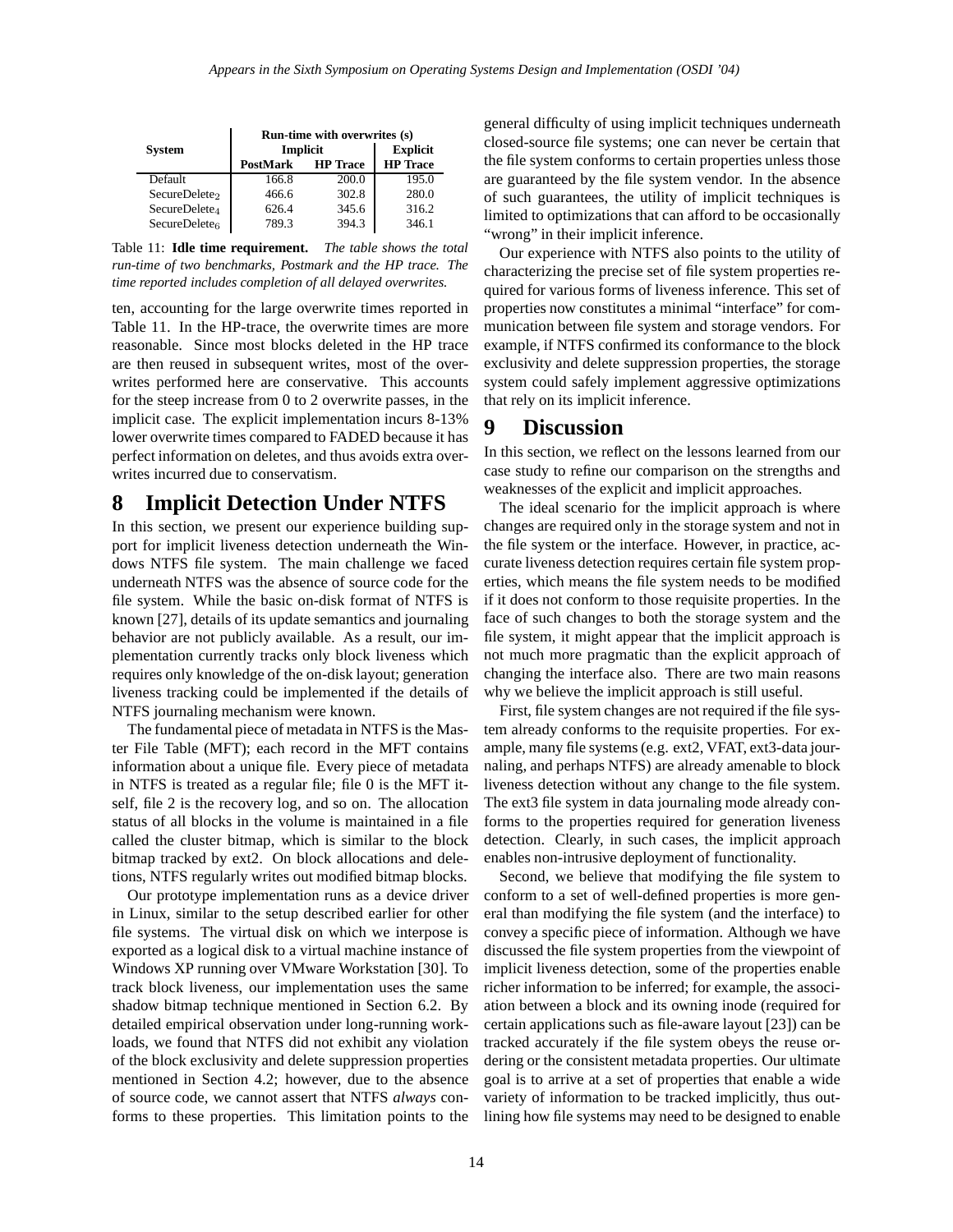| System | Run-time with overwrites (s) | | |
|---|---|---|---|
| | Implicit | | Explicit |
| | PostMark | HP Trace | HP Trace |
| Default | 166.8 | 200.0 | 195.0 |
| $\text{SecureDelete}_2$ | 466.6 | 302.8 | 280.0 |
| $\text{SecureDelete}_4$ | 626.4 | 345.6 | 316.2 |
| $\text{SecureDelete}_6$ | 789.3 | 394.3 | 346.1 |

Table 11: **Idle time requirement.** *The table shows the total run-time of two benchmarks, Postmark and the HP trace. The time reported includes completion of all delayed overwrites.*

ten, accounting for the large overwrite times reported in Table 11. In the HP-trace, the overwrite times are more reasonable. Since most blocks deleted in the HP trace are then reused in subsequent writes, most of the overwrites performed here are conservative. This accounts for the steep increase from 0 to 2 overwrite passes, in the implicit case. The explicit implementation incurs 8-13% lower overwrite times compared to FADED because it has perfect information on deletes, and thus avoids extra overwrites incurred due to conservatism.

# 8 Implicit Detection Under NTFS

In this section, we present our experience building support for implicit liveness detection underneath the Windows NTFS file system. The main challenge we faced underneath NTFS was the absence of source code for the file system. While the basic on-disk format of NTFS is known [27], details of its update semantics and journaling behavior are not publicly available. As a result, our implementation currently tracks only block liveness which requires only knowledge of the on-disk layout; generation liveness tracking could be implemented if the details of NTFS journaling mechanism were known.

The fundamental piece of metadata in NTFS is the Master File Table (MFT); each record in the MFT contains information about a unique file. Every piece of metadata in NTFS is treated as a regular file; file 0 is the MFT itself, file 2 is the recovery log, and so on. The allocation status of all blocks in the volume is maintained in a file called the cluster bitmap, which is similar to the block bitmap tracked by ext2. On block allocations and deletions, NTFS regularly writes out modified bitmap blocks.

Our prototype implementation runs as a device driver in Linux, similar to the setup described earlier for other file systems. The virtual disk on which we interpose is exported as a logical disk to a virtual machine instance of Windows XP running over VMware Workstation [30]. To track block liveness, our implementation uses the same shadow bitmap technique mentioned in Section 6.2. By detailed empirical observation under long-running workloads, we found that NTFS did not exhibit any violation of the block exclusivity and delete suppression properties mentioned in Section 4.2; however, due to the absence of source code, we cannot assert that NTFS *always* conforms to these properties. This limitation points to the general difficulty of using implicit techniques underneath closed-source file systems; one can never be certain that the file system conforms to certain properties unless those are guaranteed by the file system vendor. In the absence of such guarantees, the utility of implicit techniques is limited to optimizations that can afford to be occasionally "wrong" in their implicit inference.

Our experience with NTFS also points to the utility of characterizing the precise set of file system properties required for various forms of liveness inference. This set of properties now constitutes a minimal "interface" for communication between file system and storage vendors. For example, if NTFS confirmed its conformance to the block exclusivity and delete suppression properties, the storage system could safely implement aggressive optimizations that rely on its implicit inference.

# 9 Discussion

In this section, we reflect on the lessons learned from our case study to refine our comparison on the strengths and weaknesses of the explicit and implicit approaches.

The ideal scenario for the implicit approach is where changes are required only in the storage system and not in the file system or the interface. However, in practice, accurate liveness detection requires certain file system properties, which means the file system needs to be modified if it does not conform to those requisite properties. In the face of such changes to both the storage system and the file system, it might appear that the implicit approach is not much more pragmatic than the explicit approach of changing the interface also. There are two main reasons why we believe the implicit approach is still useful.

First, file system changes are not required if the file system already conforms to the requisite properties. For example, many file systems (e.g. ext2, VFAT, ext3-data journaling, and perhaps NTFS) are already amenable to block liveness detection without any change to the file system. The ext3 file system in data journaling mode already conforms to the properties required for generation liveness detection. Clearly, in such cases, the implicit approach enables non-intrusive deployment of functionality.

Second, we believe that modifying the file system to conform to a set of well-defined properties is more general than modifying the file system (and the interface) to convey a specific piece of information. Although we have discussed the file system properties from the viewpoint of implicit liveness detection, some of the properties enable richer information to be inferred; for example, the association between a block and its owning inode (required for certain applications such as file-aware layout [23]) can be tracked accurately if the file system obeys the reuse ordering or the consistent metadata properties. Our ultimate goal is to arrive at a set of properties that enable a wide variety of information to be tracked implicitly, thus outlining how file systems may need to be designed to enable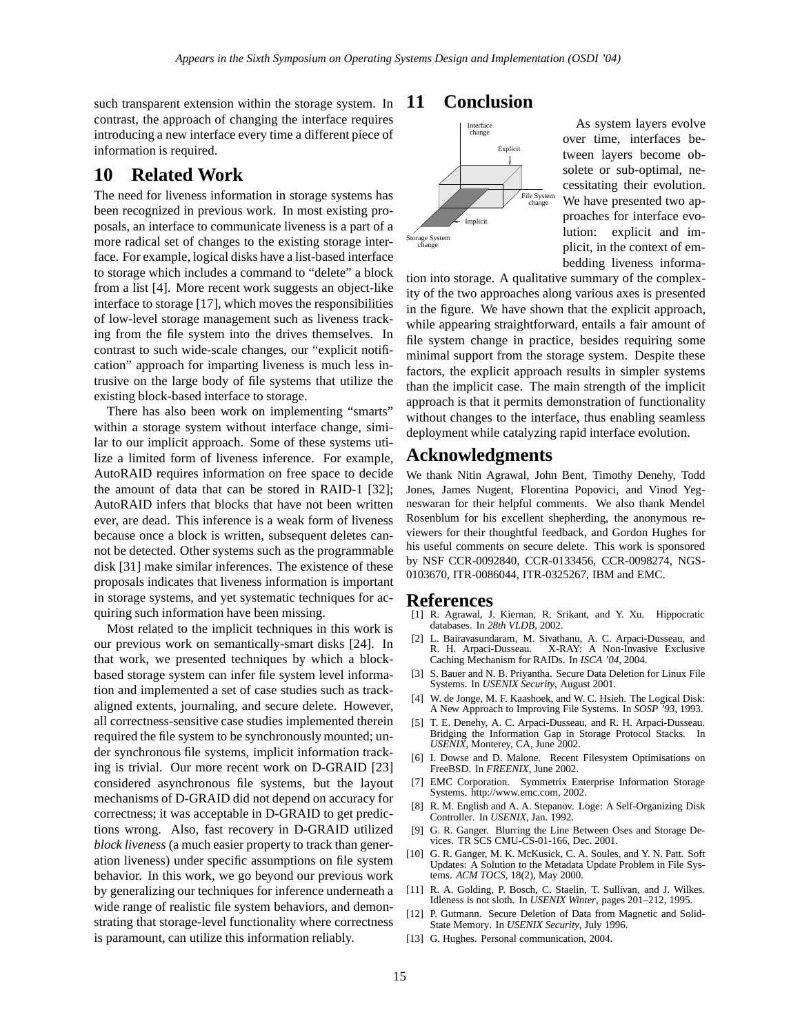such transparent extension within the storage system. In contrast, the approach of changing the interface requires introducing a new interface every time a different piece of information is required.

# 10 Related Work

The need for liveness information in storage systems has been recognized in previous work. In most existing proposals, an interface to communicate liveness is a part of a more radical set of changes to the existing storage interface. For example, logical disks have a list-based interface to storage which includes a command to "delete" a block from a list [4]. More recent work suggests an object-like interface to storage [17], which moves the responsibilities of low-level storage management such as liveness tracking from the file system into the drives themselves. In contrast to such wide-scale changes, our "explicit notification" approach for imparting liveness is much less intrusive on the large body of file systems that utilize the existing block-based interface to storage.

There has also been work on implementing "smarts" within a storage system without interface change, similar to our implicit approach. Some of these systems utilize a limited form of liveness inference. For example, AutoRAID requires information on free space to decide the amount of data that can be stored in RAID-1 [32]; AutoRAID infers that blocks that have not been written ever, are dead. This inference is a weak form of liveness because once a block is written, subsequent deletes cannot be detected. Other systems such as the programmable disk [31] make similar inferences. The existence of these proposals indicates that liveness information is important in storage systems, and yet systematic techniques for acquiring such information have been missing.

Most related to the implicit techniques in this work is our previous work on semantically-smart disks [24]. In that work, we presented techniques by which a block-based storage system can infer file system level information and implemented a set of case studies such as track-aligned extents, journaling, and secure delete. However, all correctness-sensitive case studies implemented therein required the file system to be synchronously mounted; under synchronous file systems, implicit information tracking is trivial. Our more recent work on D-GRAID [23] considered asynchronous file systems, but the layout mechanisms of D-GRAID did not depend on accuracy for correctness; it was acceptable in D-GRAID to get predictions wrong. Also, fast recovery in D-GRAID utilized *block liveness* (a much easier property to track than generation liveness) under specific assumptions on file system behavior. In this work, we go beyond our previous work by generalizing our techniques for inference underneath a wide range of realistic file system behaviors, and demonstrating that storage-level functionality where correctness is paramount, can utilize this information reliably.

# 11 Conclusion

As system layers evolve over time, interfaces between layers become obsolete or sub-optimal, necessitating their evolution. We have presented two approaches for interface evolution: explicit and implicit, in the context of embedding liveness information into storage. A qualitative summary of the complexity of the two approaches along various axes is presented in the figure. We have shown that the explicit approach, while appearing straightforward, entails a fair amount of file system change in practice, besides requiring some minimal support from the storage system. Despite these factors, the explicit approach results in simpler systems than the implicit case. The main strength of the implicit approach is that it permits demonstration of functionality without changes to the interface, thus enabling seamless deployment while catalyzing rapid interface evolution.

# Acknowledgments

We thank Nitin Agrawal, John Bent, Timothy Denehy, Todd Jones, James Nugent, Florentina Popovici, and Vinod Yegneswaran for their helpful comments. We also thank Mendel Rosenblum for his excellent shepherding, the anonymous reviewers for their thoughtful feedback, and Gordon Hughes for his useful comments on secure delete. This work is sponsored by NSF CCR-0092840, CCR-0133456, CCR-0098274, NGS-0103670, ITR-0086044, ITR-0325267, IBM and EMC.

# References

[1] R. Agrawal, J. Kiernan, R. Srikant, and Y. Xu. Hippocratic databases. In *28th VLDB*, 2002.

[2] L. Bairavasundaram, M. Sivathanu, A. C. Arpaci-Dusseau, and R. H. Arpaci-Dusseau. X-RAY: A Non-Invasive Exclusive Caching Mechanism for RAIDs. In *ISCA '04*, 2004.

[3] S. Bauer and N. B. Priyantha. Secure Data Deletion for Linux File Systems. In *USENIX Security*, August 2001.

[4] W. de Jonge, M. F. Kaashoek, and W. C. Hsieh. The Logical Disk: A New Approach to Improving File Systems. In *SOSP '93*, 1993.

[5] T. E. Denehy, A. C. Arpaci-Dusseau, and R. H. Arpaci-Dusseau. Bridging the Information Gap in Storage Protocol Stacks. In *USENIX*, Monterey, CA, June 2002.

[6] I. Dowse and D. Malone. Recent Filesystem Optimisations on FreeBSD. In *FREENIX*, June 2002.

[7] EMC Corporation. Symmetrix Enterprise Information Storage Systems. http://www.emc.com, 2002.

[8] R. M. English and A. A. Stepanov. Loge: A Self-Organizing Disk Controller. In *USENIX*, Jan. 1992.

[9] G. R. Ganger. Blurring the Line Between Oses and Storage Devices. TR SCS CMU-CS-01-166, Dec. 2001.

[10] G. R. Ganger, M. K. McKusick, C. A. Soules, and Y. N. Patt. Soft Updates: A Solution to the Metadata Update Problem in File Systems. *ACM TOCS*, 18(2), May 2000.

[11] R. A. Golding, P. Bosch, C. Staelin, T. Sullivan, and J. Wilkes. Idleness is not sloth. In *USENIX Winter*, pages 201–212, 1995.

[12] P. Gutmann. Secure Deletion of Data from Magnetic and Solid-State Memory. In *USENIX Security*, July 1996.

[13] G. Hughes. Personal communication, 2004.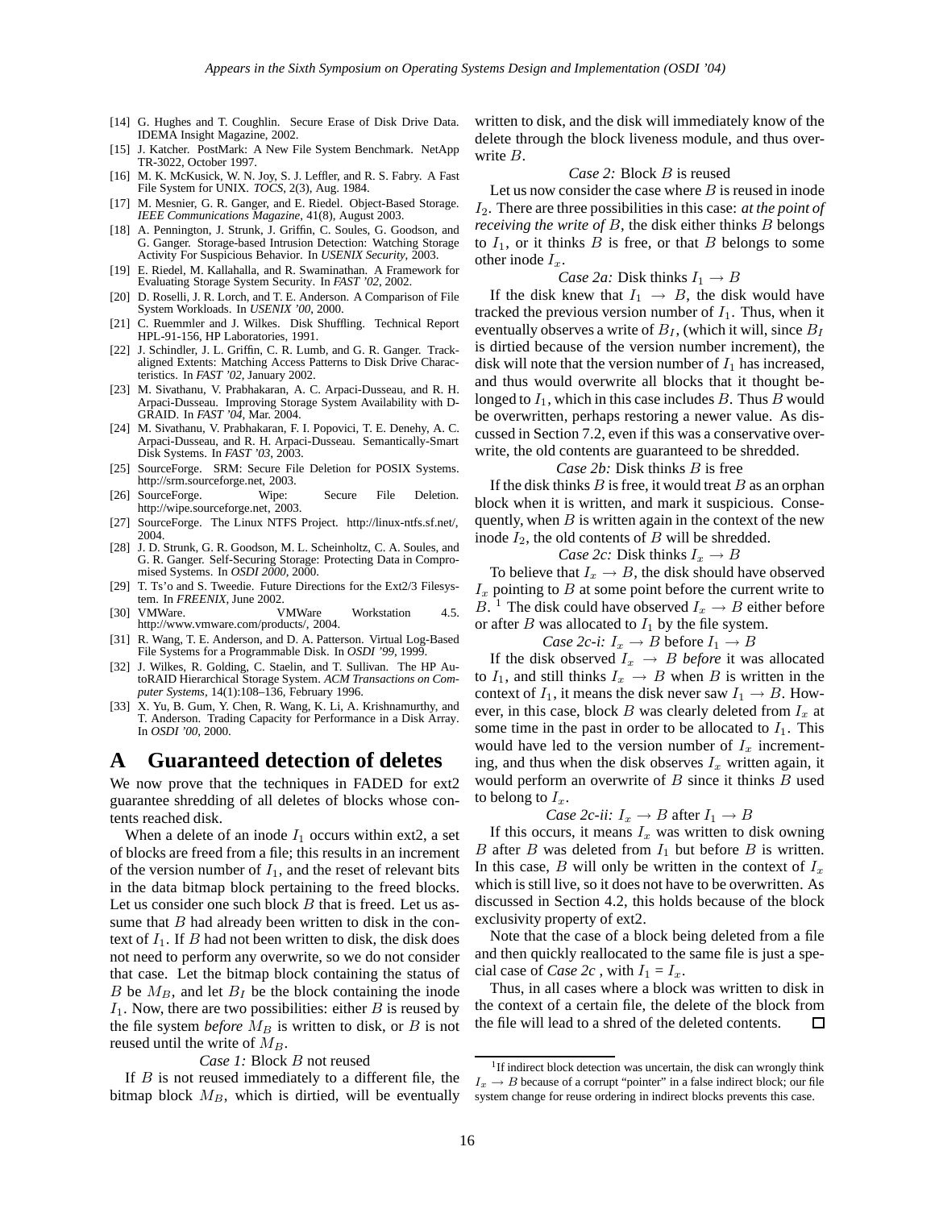- [14] G. Hughes and T. Coughlin. Secure Erase of Disk Drive Data. IDEMA Insight Magazine, 2002.
- [15] J. Katcher. PostMark: A New File System Benchmark. NetApp TR-3022, October 1997.
- [16] M. K. McKusick, W. N. Joy, S. J. Leffler, and R. S. Fabry. A Fast File System for UNIX. *TOCS*, 2(3), Aug. 1984.
- [17] M. Mesnier, G. R. Ganger, and E. Riedel. Object-Based Storage. *IEEE Communications Magazine*, 41(8), August 2003.
- [18] A. Pennington, J. Strunk, J. Griffin, C. Soules, G. Goodson, and G. Ganger. Storage-based Intrusion Detection: Watching Storage Activity For Suspicious Behavior. In *USENIX Security*, 2003.
- [19] E. Riedel, M. Kallahalla, and R. Swaminathan. A Framework for Evaluating Storage System Security. In *FAST '02*, 2002.
- [20] D. Roselli, J. R. Lorch, and T. E. Anderson. A Comparison of File System Workloads. In *USENIX '00*, 2000.
- [21] C. Ruemmler and J. Wilkes. Disk Shuffling. Technical Report HPL-91-156, HP Laboratories, 1991.
- [22] J. Schindler, J. L. Griffin, C. R. Lumb, and G. R. Ganger. Track-aligned Extents: Matching Access Patterns to Disk Drive Characteristics. In *FAST '02*, January 2002.
- [23] M. Sivathanu, V. Prabhakaran, A. C. Arpaci-Dusseau, and R. H. Arpaci-Dusseau. Improving Storage System Availability with D-GRAID. In *FAST '04*, Mar. 2004.
- [24] M. Sivathanu, V. Prabhakaran, F. I. Popovici, T. E. Denehy, A. C. Arpaci-Dusseau, and R. H. Arpaci-Dusseau. Semantically-Smart Disk Systems. In *FAST '03*, 2003.
- [25] SourceForge. SRM: Secure File Deletion for POSIX Systems. http://srm.sourceforge.net, 2003.
- [26] SourceForge. Wipe: Secure File Deletion. http://wipe.sourceforge.net, 2003.
- [27] SourceForge. The Linux NTFS Project. http://linux-ntfs.sf.net/, 2004.
- [28] J. D. Strunk, G. R. Goodson, M. L. Scheinholtz, C. A. Soules, and G. R. Ganger. Self-Securing Storage: Protecting Data in Compromised Systems. In *OSDI 2000*, 2000.
- [29] T. Ts'o and S. Tweedie. Future Directions for the Ext2/3 Filesystem. In *FREENIX*, June 2002.
- [30] VMWare. VMWare Workstation 4.5. http://www.vmware.com/products/, 2004.
- [31] R. Wang, T. E. Anderson, and D. A. Patterson. Virtual Log-Based File Systems for a Programmable Disk. In *OSDI '99*, 1999.
- [32] J. Wilkes, R. Golding, C. Staelin, and T. Sullivan. The HP AutoRAID Hierarchical Storage System. *ACM Transactions on Computer Systems*, 14(1):108–136, February 1996.
- [33] X. Yu, B. Gum, Y. Chen, R. Wang, K. Li, A. Krishnamurthy, and T. Anderson. Trading Capacity for Performance in a Disk Array. In *OSDI '00*, 2000.

# A Guaranteed detection of deletes

We now prove that the techniques in FADED for ext2 guarantee shredding of all deletes of blocks whose contents reached disk.

When a delete of an inode $I_1$ occurs within ext2, a set of blocks are freed from a file; this results in an increment of the version number of $I_1$, and the reset of relevant bits in the data bitmap block pertaining to the freed blocks. Let us consider one such block $B$ that is freed. Let us assume that $B$ had already been written to disk in the context of $I_1$. If $B$ had not been written to disk, the disk does not need to perform any overwrite, so we do not consider that case. Let the bitmap block containing the status of $B$ be $M_B$, and let $B_I$ be the block containing the inode $I_1$. Now, there are two possibilities: either $B$ is reused by the file system *before* $M_B$ is written to disk, or $B$ is not reused until the write of $M_B$.

*Case 1:* Block $B$ not reused

If $B$ is not reused immediately to a different file, the bitmap block $M_B$, which is dirtied, will be eventually written to disk, and the disk will immediately know of the delete through the block liveness module, and thus overwrite $B$.

*Case 2:* Block $B$ is reused

Let us now consider the case where $B$ is reused in inode $I_2$. There are three possibilities in this case: *at the point of receiving the write of* $B$, the disk either thinks $B$ belongs to $I_1$, or it thinks $B$ is free, or that $B$ belongs to some other inode $I_x$.

*Case 2a:* Disk thinks $I_1 \rightarrow B$

If the disk knew that $I_1 \rightarrow B$, the disk would have tracked the previous version number of $I_1$. Thus, when it eventually observes a write of $B_I$, (which it will, since $B_I$ is dirtied because of the version number increment), the disk will note that the version number of $I_1$ has increased, and thus would overwrite all blocks that it thought belonged to $I_1$, which in this case includes $B$. Thus $B$ would be overwritten, perhaps restoring a newer value. As discussed in Section 7.2, even if this was a conservative overwrite, the old contents are guaranteed to be shredded.

*Case 2b:* Disk thinks $B$ is free

If the disk thinks $B$ is free, it would treat $B$ as an orphan block when it is written, and mark it suspicious. Consequently, when $B$ is written again in the context of the new inode $I_2$, the old contents of $B$ will be shredded.

*Case 2c:* Disk thinks $I_x \rightarrow B$

To believe that $I_x \rightarrow B$, the disk should have observed $I_x$ pointing to $B$ at some point before the current write to $B$.[1] The disk could have observed $I_x \rightarrow B$ either before or after $B$ was allocated to $I_1$ by the file system.

*Case 2c-i:* $I_x \rightarrow B$ before $I_1 \rightarrow B$

If the disk observed $I_x \rightarrow B$ *before* it was allocated to $I_1$, and still thinks $I_x \rightarrow B$ when $B$ is written in the context of $I_1$, it means the disk never saw $I_1 \rightarrow B$. However, in this case, block $B$ was clearly deleted from $I_x$ at some time in the past in order to be allocated to $I_1$. This would have led to the version number of $I_x$ incrementing, and thus when the disk observes $I_x$ written again, it would perform an overwrite of $B$ since it thinks $B$ used to belong to $I_x$.

*Case 2c-ii:* $I_x \rightarrow B$ after $I_1 \rightarrow B$

If this occurs, it means $I_x$ was written to disk owning $B$ after $B$ was deleted from $I_1$ but before $B$ is written. In this case, $B$ will only be written in the context of $I_x$ which is still live, so it does not have to be overwritten. As discussed in Section 4.2, this holds because of the block exclusivity property of ext2.

Note that the case of a block being deleted from a file and then quickly reallocated to the same file is just a special case of *Case 2c*, with $I_1 = I_x$.

Thus, in all cases where a block was written to disk in the context of a certain file, the delete of the block from the file will lead to a shred of the deleted contents. □

[1] If indirect block detection was uncertain, the disk can wrongly think $I_x \rightarrow B$ because of a corrupt "pointer" in a false indirect block; our file system change for reuse ordering in indirect blocks prevents this case.